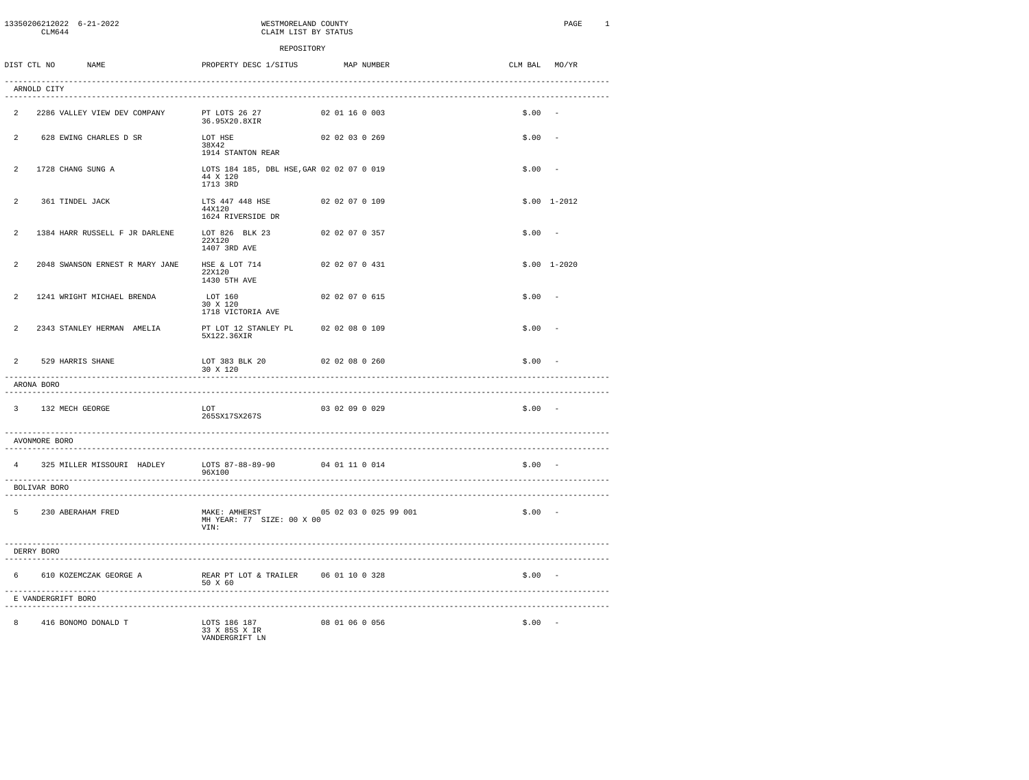13350206212022 6-21-2022 CLM644

WESTMORELAND COUNTY
CLAIM LIST BY STATUS

REPOSITORY

| DIST | CTL NO | NAME | PROPERTY DESC 1/SITUS | MAP NUMBER | CLM BAL | MO/YR |
|---|---|---|---|---|---|---|
| **ARNOLD CITY** | | | | | | |
| 2 | 2286 | VALLEY VIEW DEV COMPANY | PT LOTS 26 27<br>36.95X20.8XIR | 02 01 16 0 003 | $.00 | - |
| 2 | 628 | EWING CHARLES D SR | LOT HSE<br>38X42<br>1914 STANTON REAR | 02 02 03 0 269 | $.00 | - |
| 2 | 1728 | CHANG SUNG A | LOTS 184 185, DBL HSE,GAR<br>44 X 120<br>1713 3RD | 02 02 07 0 019 | $.00 | - |
| 2 | 361 | TINDEL JACK | LTS 447 448 HSE<br>44X120<br>1624 RIVERSIDE DR | 02 02 07 0 109 | $.00 | 1-2012 |
| 2 | 1384 | HARR RUSSELL F JR DARLENE | LOT 826 BLK 23<br>22X120<br>1407 3RD AVE | 02 02 07 0 357 | $.00 | - |
| 2 | 2048 | SWANSON ERNEST R MARY JANE | HSE & LOT 714<br>22X120<br>1430 5TH AVE | 02 02 07 0 431 | $.00 | 1-2020 |
| 2 | 1241 | WRIGHT MICHAEL BRENDA | LOT 160<br>30 X 120<br>1718 VICTORIA AVE | 02 02 07 0 615 | $.00 | - |
| 2 | 2343 | STANLEY HERMAN AMELIA | PT LOT 12 STANLEY PL<br>5X122.36XIR | 02 02 08 0 109 | $.00 | - |
| 2 | 529 | HARRIS SHANE | LOT 383 BLK 20<br>30 X 120 | 02 02 08 0 260 | $.00 | - |
| **ARONA BORO** | | | | | | |
| 3 | 132 | MECH GEORGE | LOT<br>265SX17SX267S | 03 02 09 0 029 | $.00 | - |
| **AVONMORE BORO** | | | | | | |
| 4 | 325 | MILLER MISSOURI HADLEY | LOTS 87-88-89-90<br>96X100 | 04 01 11 0 014 | $.00 | - |
| **BOLIVAR BORO** | | | | | | |
| 5 | 230 | ABERAHAM FRED | MAKE: AMHERST<br>MH YEAR: 77 SIZE: 00 X 00<br>VIN: | 05 02 03 0 025 99 001 | $.00 | - |
| **DERRY BORO** | | | | | | |
| 6 | 610 | KOZEMCZAK GEORGE A | REAR PT LOT & TRAILER<br>50 X 60 | 06 01 10 0 328 | $.00 | - |
| **E VANDERGRIFT BORO** | | | | | | |
| 8 | 416 | BONOMO DONALD T | LOTS 186 187<br>33 X 85S X IR<br>VANDERGRIFT LN | 08 01 06 0 056 | $.00 | - |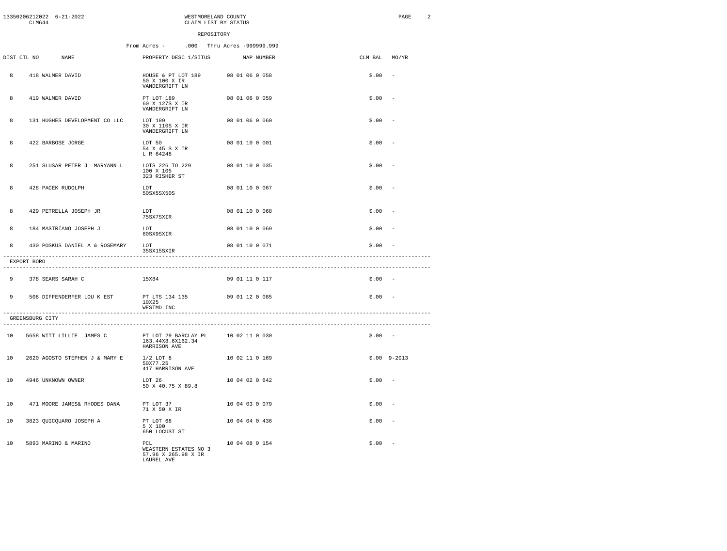WESTMORELAND COUNTY
CLAIM LIST BY STATUS

REPOSITORY

From Acres - .000 Thru Acres -999999.999

| DIST | CTL NO | NAME | PROPERTY DESC 1/SITUS | MAP NUMBER | CLM BAL | MO/YR |
|---|---|---|---|---|---|---|
| 8 | 418 | WALMER DAVID | HOUSE & PT LOT 189 50 X 100 X IR VANDERGRIFT LN | 08 01 06 0 058 | $.00 | - |
| 8 | 419 | WALMER DAVID | PT LOT 189 60 X 127S X IR VANDERGRIFT LN | 08 01 06 0 059 | $.00 | - |
| 8 | 131 | HUGHES DEVELOPMENT CO LLC | LOT 189 30 X 110S X IR VANDERGRIFT LN | 08 01 06 0 060 | $.00 | - |
| 8 | 422 | BARBOSE JORGE | LOT 50 54 X 45 S X IR L R 64248 | 08 01 10 0 001 | $.00 | - |
| 8 | 251 | SLUSAR PETER J MARYANN L | LOTS 226 TO 229 100 X 105 323 RISHER ST | 08 01 10 0 035 | $.00 | - |
| 8 | 428 | PACEK RUDOLPH | LOT 50SX5SX50S | 08 01 10 0 067 | $.00 | - |
| 8 | 429 | PETRELLA JOSEPH JR | LOT 75SX7SXIR | 08 01 10 0 068 | $.00 | - |
| 8 | 184 | MASTRIANO JOSEPH J | LOT 60SX9SXIR | 08 01 10 0 069 | $.00 | - |
| 8 | 430 | POSKUS DANIEL A & ROSEMARY | LOT 35SX15SXIR | 08 01 10 0 071 | $.00 | - |
| **EXPORT BORO** | | | | | | |
| 9 | 378 | SEARS SARAH C | 15X84 | 09 01 11 0 117 | $.00 | - |
| 9 | 508 | DIFFENDERFER LOU K EST | PT LTS 134 135 10X25 WESTMD INC | 09 01 12 0 085 | $.00 | - |
| **GREENSBURG CITY** | | | | | | |
| 10 | 5658 | WITT LILLIE JAMES C | PT LOT 29 BARCLAY PL 163.44X8.6X162.34 HARRISON AVE | 10 02 11 0 030 | $.00 | - |
| 10 | 2620 | AGOSTO STEPHEN J & MARY E | 1/2 LOT 8 50X77.25 417 HARRISON AVE | 10 02 11 0 169 | $.00 | 9-2013 |
| 10 | 4946 | UNKNOWN OWNER | LOT 26 50 X 40.75 X 89.8 | 10 04 02 0 642 | $.00 | - |
| 10 | 471 | MOORE JAMES& RHODES DANA | PT LOT 37 71 X 50 X IR | 10 04 03 0 079 | $.00 | - |
| 10 | 3823 | QUICQUARO JOSEPH A | PT LOT 68 5 X 100 650 LOCUST ST | 10 04 04 0 436 | $.00 | - |
| 10 | 5893 | MARINO & MARINO | PCL WEASTERN ESTATES NO 3 57.96 X 265.98 X IR LAUREL AVE | 10 04 08 0 154 | $.00 | - |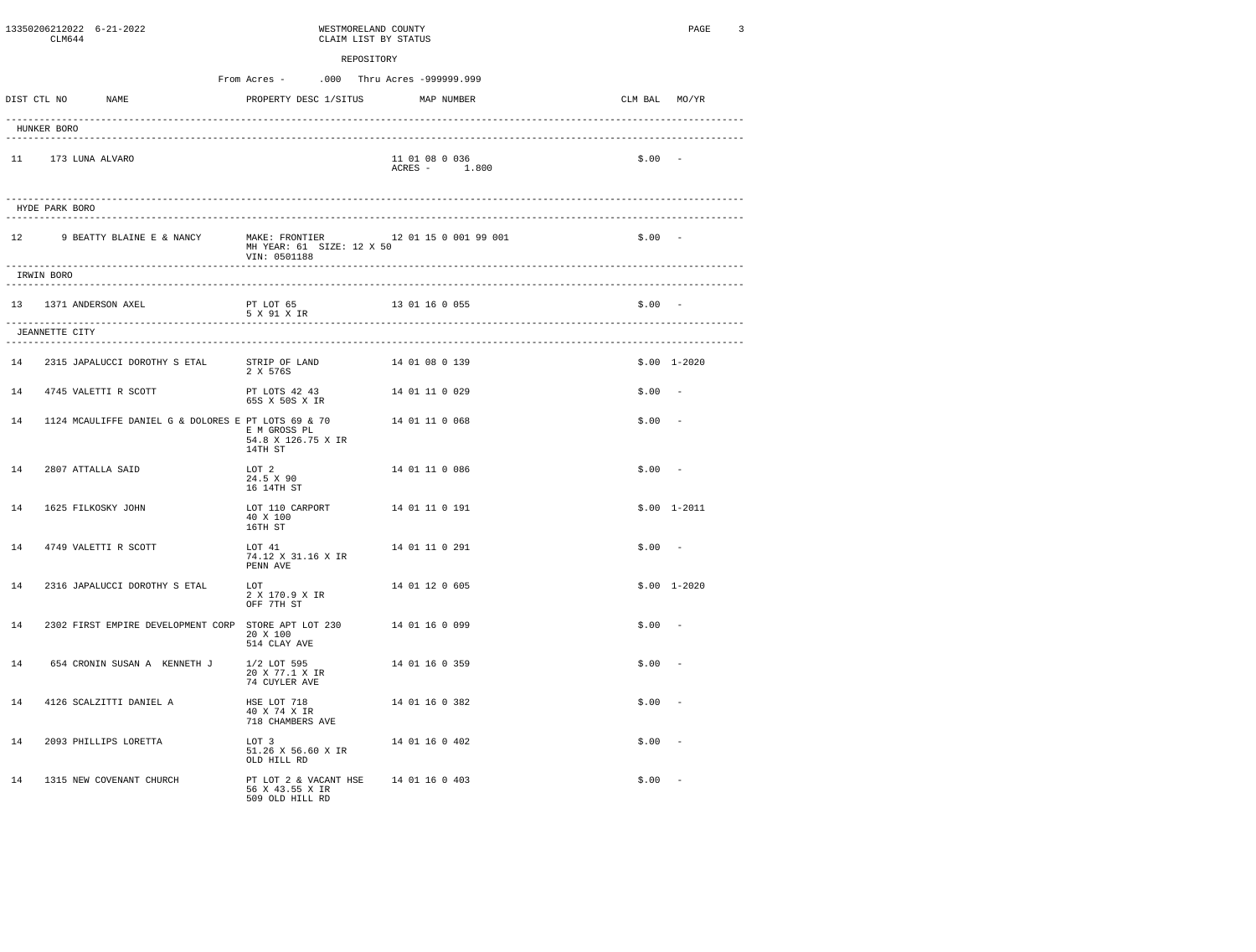13350206212022 6-21-2022 CLM644

WESTMORELAND COUNTY
CLAIM LIST BY STATUS

REPOSITORY

From Acres - .000 Thru Acres -999999.999

| DIST | CTL NO | NAME | PROPERTY DESC 1/SITUS | MAP NUMBER | CLM BAL | MO/YR |
|---|---|---|---|---|---|---|
| **HUNKER BORO** | | | | | | |
| 11 | 173 | LUNA ALVARO | | 11 01 08 0 036<br>ACRES - 1.800 | $.00 | - |
| **HYDE PARK BORO** | | | | | | |
| 12 | 9 | BEATTY BLAINE E & NANCY | MAKE: FRONTIER<br>MH YEAR: 61 SIZE: 12 X 50<br>VIN: 0501188 | 12 01 15 0 001 99 001 | $.00 | - |
| **IRWIN BORO** | | | | | | |
| 13 | 1371 | ANDERSON AXEL | PT LOT 65<br>5 X 91 X IR | 13 01 16 0 055 | $.00 | - |
| **JEANNETTE CITY** | | | | | | |
| 14 | 2315 | JAPALUCCI DOROTHY S ETAL | STRIP OF LAND<br>2 X 576S | 14 01 08 0 139 | $.00 | 1-2020 |
| 14 | 4745 | VALETTI R SCOTT | PT LOTS 42 43<br>65S X 50S X IR | 14 01 11 0 029 | $.00 | - |
| 14 | 1124 | MCAULIFFE DANIEL G & DOLORES E | PT LOTS 69 & 70<br>E M GROSS PL<br>54.8 X 126.75 X IR<br>14TH ST | 14 01 11 0 068 | $.00 | - |
| 14 | 2807 | ATTALLA SAID | LOT 2<br>24.5 X 90<br>16 14TH ST | 14 01 11 0 086 | $.00 | - |
| 14 | 1625 | FILKOSKY JOHN | LOT 110 CARPORT<br>40 X 100<br>16TH ST | 14 01 11 0 191 | $.00 | 1-2011 |
| 14 | 4749 | VALETTI R SCOTT | LOT 41<br>74.12 X 31.16 X IR<br>PENN AVE | 14 01 11 0 291 | $.00 | - |
| 14 | 2316 | JAPALUCCI DOROTHY S ETAL | LOT<br>2 X 170.9 X IR<br>OFF 7TH ST | 14 01 12 0 605 | $.00 | 1-2020 |
| 14 | 2302 | FIRST EMPIRE DEVELOPMENT CORP | STORE APT LOT 230<br>20 X 100<br>514 CLAY AVE | 14 01 16 0 099 | $.00 | - |
| 14 | 654 | CRONIN SUSAN A KENNETH J | 1/2 LOT 595<br>20 X 77.1 X IR<br>74 CUYLER AVE | 14 01 16 0 359 | $.00 | - |
| 14 | 4126 | SCALZITTI DANIEL A | HSE LOT 718<br>40 X 74 X IR<br>718 CHAMBERS AVE | 14 01 16 0 382 | $.00 | - |
| 14 | 2093 | PHILLIPS LORETTA | LOT 3<br>51.26 X 56.60 X IR<br>OLD HILL RD | 14 01 16 0 402 | $.00 | - |
| 14 | 1315 | NEW COVENANT CHURCH | PT LOT 2 & VACANT HSE<br>56 X 43.55 X IR<br>509 OLD HILL RD | 14 01 16 0 403 | $.00 | - |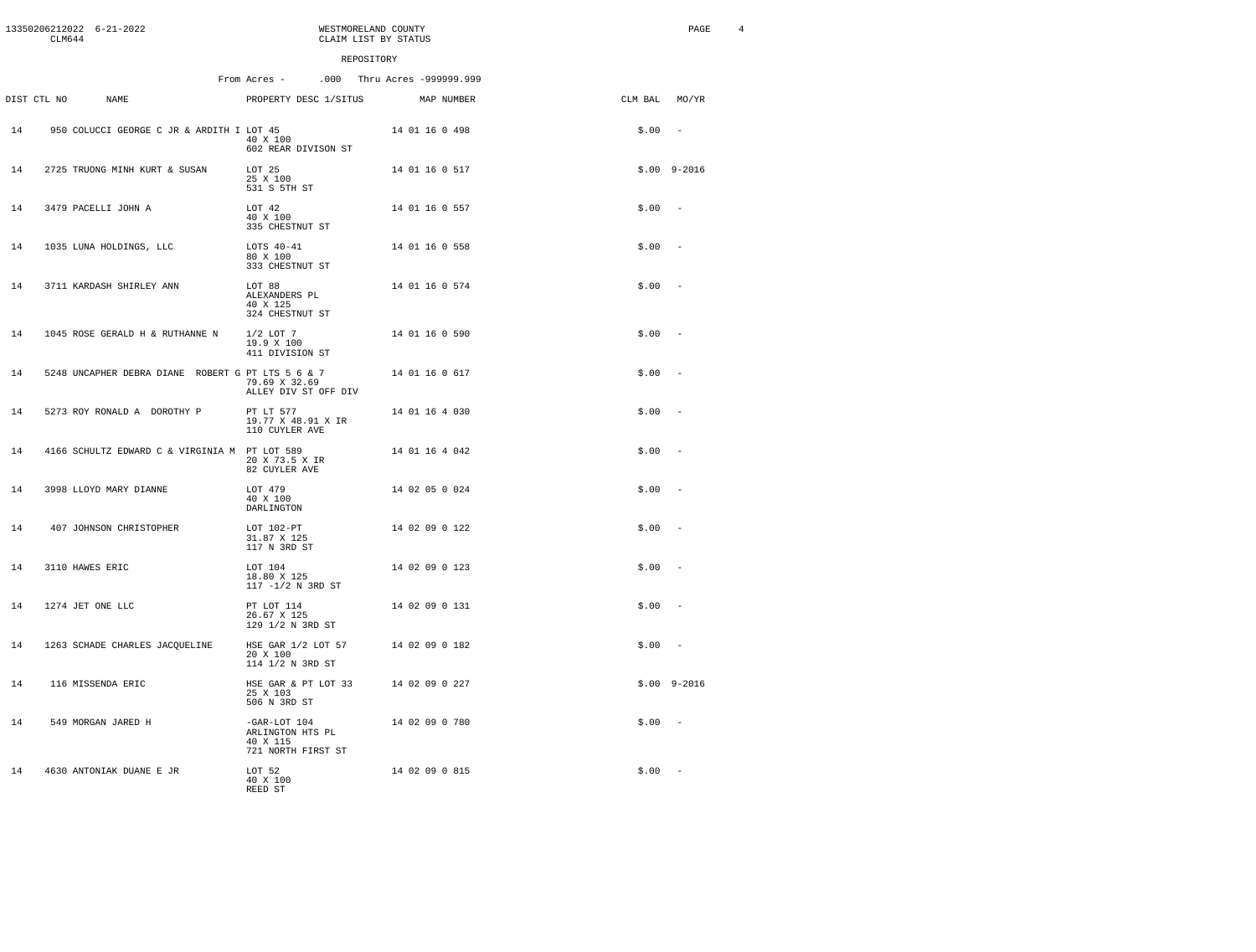13350206212022 6-21-2022 CLM644

WESTMORELAND COUNTY
CLAIM LIST BY STATUS

REPOSITORY

From Acres - .000 Thru Acres -999999.999

| DIST | CTL NO | NAME | PROPERTY DESC 1/SITUS | MAP NUMBER | CLM BAL | MO/YR |
|---|---|---|---|---|---|---|
| 14 | 950 | COLUCCI GEORGE C JR & ARDITH I | LOT 45<br>40 X 100<br>602 REAR DIVISON ST | 14 01 16 0 498 | $.00 | - |
| 14 | 2725 | TRUONG MINH KURT & SUSAN | LOT 25<br>25 X 100<br>531 S 5TH ST | 14 01 16 0 517 | $.00 | 9-2016 |
| 14 | 3479 | PACELLI JOHN A | LOT 42<br>40 X 100<br>335 CHESTNUT ST | 14 01 16 0 557 | $.00 | - |
| 14 | 1035 | LUNA HOLDINGS, LLC | LOTS 40-41<br>80 X 100<br>333 CHESTNUT ST | 14 01 16 0 558 | $.00 | - |
| 14 | 3711 | KARDASH SHIRLEY ANN | LOT 88<br>ALEXANDERS PL<br>40 X 125<br>324 CHESTNUT ST | 14 01 16 0 574 | $.00 | - |
| 14 | 1045 | ROSE GERALD H & RUTHANNE N | 1/2 LOT 7<br>19.9 X 100<br>411 DIVISION ST | 14 01 16 0 590 | $.00 | - |
| 14 | 5248 | UNCAPHER DEBRA DIANE ROBERT G | PT LTS 5 6 & 7<br>79.69 X 32.69<br>ALLEY DIV ST OFF DIV | 14 01 16 0 617 | $.00 | - |
| 14 | 5273 | ROY RONALD A DOROTHY P | PT LT 577<br>19.77 X 48.91 X IR<br>110 CUYLER AVE | 14 01 16 4 030 | $.00 | - |
| 14 | 4166 | SCHULTZ EDWARD C & VIRGINIA M | PT LOT 589<br>20 X 73.5 X IR<br>82 CUYLER AVE | 14 01 16 4 042 | $.00 | - |
| 14 | 3998 | LLOYD MARY DIANNE | LOT 479<br>40 X 100<br>DARLINGTON | 14 02 05 0 024 | $.00 | - |
| 14 | 407 | JOHNSON CHRISTOPHER | LOT 102-PT<br>31.87 X 125<br>117 N 3RD ST | 14 02 09 0 122 | $.00 | - |
| 14 | 3110 | HAWES ERIC | LOT 104<br>18.80 X 125<br>117 -1/2 N 3RD ST | 14 02 09 0 123 | $.00 | - |
| 14 | 1274 | JET ONE LLC | PT LOT 114<br>26.67 X 125<br>129 1/2 N 3RD ST | 14 02 09 0 131 | $.00 | - |
| 14 | 1263 | SCHADE CHARLES JACQUELINE | HSE GAR 1/2 LOT 57<br>20 X 100<br>114 1/2 N 3RD ST | 14 02 09 0 182 | $.00 | - |
| 14 | 116 | MISSENDA ERIC | HSE GAR & PT LOT 33<br>25 X 103<br>506 N 3RD ST | 14 02 09 0 227 | $.00 | 9-2016 |
| 14 | 549 | MORGAN JARED H | -GAR-LOT 104<br>ARLINGTON HTS PL<br>40 X 115<br>721 NORTH FIRST ST | 14 02 09 0 780 | $.00 | - |
| 14 | 4630 | ANTONIAK DUANE E JR | LOT 52<br>40 X 100<br>REED ST | 14 02 09 0 815 | $.00 | - |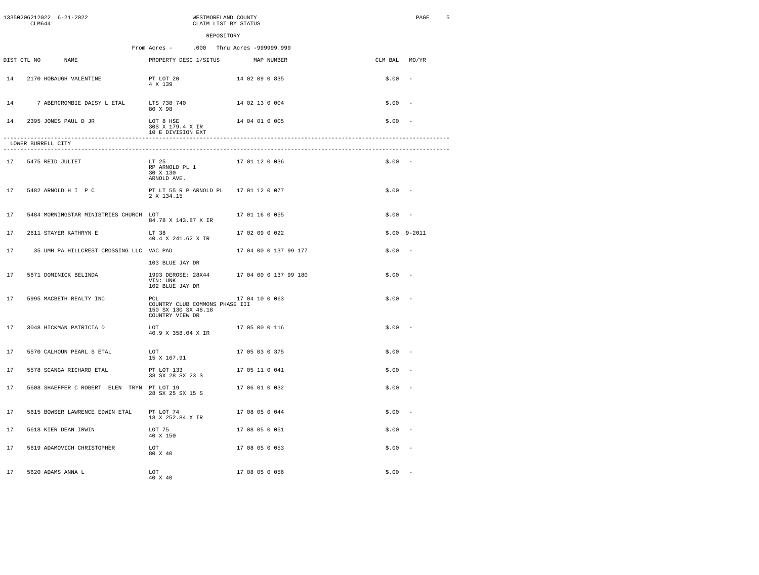WESTMORELAND COUNTY
CLAIM LIST BY STATUS

REPOSITORY

From Acres - .000 Thru Acres -999999.999

| DIST | CTL NO | NAME | PROPERTY DESC 1/SITUS | MAP NUMBER | CLM BAL | MO/YR |
|---|---|---|---|---|---|---|
| 14 | 2170 | HOBAUGH VALENTINE | PT LOT 20<br>4 X 139 | 14 02 09 0 835 | $.00 | - |
| 14 | 7 | ABERCROMBIE DAISY L ETAL | LTS 738 740<br>80 X 98 | 14 02 13 0 004 | $.00 | - |
| 14 | 2395 | JONES PAUL D JR | LOT 8 HSE<br>30S X 179.4 X IR<br>10 E DIVISION EXT | 14 04 01 0 005 | $.00 | - |

LOWER BURRELL CITY

| DIST | CTL NO | NAME | PROPERTY DESC 1/SITUS | MAP NUMBER | CLM BAL | MO/YR |
|---|---|---|---|---|---|---|
| 17 | 5475 | REID JULIET | LT 25<br>RP ARNOLD PL 1<br>30 X 130<br>ARNOLD AVE. | 17 01 12 0 036 | $.00 | - |
| 17 | 5482 | ARNOLD H I P C | PT LT 55 R P ARNOLD PL<br>2 X 134.15 | 17 01 12 0 077 | $.00 | - |
| 17 | 5484 | MORNINGSTAR MINISTRIES CHURCH | LOT<br>84.78 X 143.87 X IR | 17 01 16 0 055 | $.00 | - |
| 17 | 2611 | STAYER KATHRYN E | LT 38<br>40.4 X 241.62 X IR | 17 02 09 0 022 | $.00 | 9-2011 |
| 17 | 35 | UMH PA HILLCREST CROSSING LLC | VAC PAD<br>103 BLUE JAY DR | 17 04 00 0 137 99 177 | $.00 | - |
| 17 | 5671 | DOMINICK BELINDA | 1993 DEROSE: 28X44<br>VIN: UNK<br>102 BLUE JAY DR | 17 04 00 0 137 99 180 | $.00 | - |
| 17 | 5995 | MACBETH REALTY INC | PCL<br>COUNTRY CLUB COMMONS PHASE III<br>150 SX 130 SX 48.18<br>COUNTRY VIEW DR | 17 04 10 0 063 | $.00 | - |
| 17 | 3048 | HICKMAN PATRICIA D | LOT<br>40.9 X 358.04 X IR | 17 05 00 0 116 | $.00 | - |
| 17 | 5570 | CALHOUN PEARL S ETAL | LOT<br>15 X 167.91 | 17 05 03 0 375 | $.00 | - |
| 17 | 5578 | SCANGA RICHARD ETAL | PT LOT 133<br>38 SX 28 SX 23 S | 17 05 11 0 041 | $.00 | - |
| 17 | 5608 | SHAEFFER C ROBERT ELEN TRYN | PT LOT 19<br>28 SX 25 SX 15 S | 17 06 01 0 032 | $.00 | - |
| 17 | 5615 | BOWSER LAWRENCE EDWIN ETAL | PT LOT 74<br>18 X 252.84 X IR | 17 08 05 0 044 | $.00 | - |
| 17 | 5618 | KIER DEAN IRWIN | LOT 75<br>40 X 150 | 17 08 05 0 051 | $.00 | - |
| 17 | 5619 | ADAMOVICH CHRISTOPHER | LOT<br>80 X 40 | 17 08 05 0 053 | $.00 | - |
| 17 | 5620 | ADAMS ANNA L | LOT<br>40 X 40 | 17 08 05 0 056 | $.00 | - |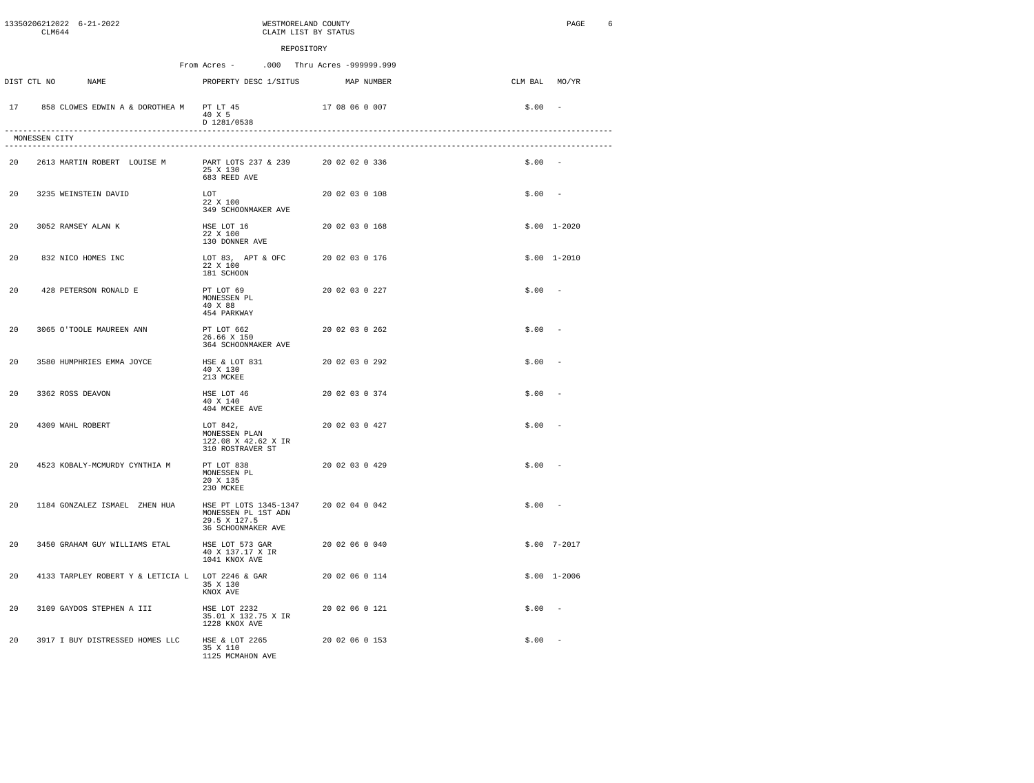WESTMORELAND COUNTY
CLAIM LIST BY STATUS

REPOSITORY

From Acres - .000 Thru Acres -999999.999

| DIST | CTL NO | NAME | PROPERTY DESC 1/SITUS | MAP NUMBER | CLM BAL | MO/YR |
|---|---|---|---|---|---|---|
| 17 | 858 | CLOWES EDWIN A & DOROTHEA M | PT LT 45<br>40 X 5<br>D 1281/0538 | 17 08 06 0 007 | $.00 | - |

MONESSEN CITY

| DIST | CTL NO | NAME | PROPERTY DESC 1/SITUS | MAP NUMBER | CLM BAL | MO/YR |
|---|---|---|---|---|---|---|
| 20 | 2613 | MARTIN ROBERT LOUISE M | PART LOTS 237 & 239<br>25 X 130<br>683 REED AVE | 20 02 02 0 336 | $.00 | - |
| 20 | 3235 | WEINSTEIN DAVID | LOT<br>22 X 100<br>349 SCHOONMAKER AVE | 20 02 03 0 108 | $.00 | - |
| 20 | 3052 | RAMSEY ALAN K | HSE LOT 16<br>22 X 100<br>130 DONNER AVE | 20 02 03 0 168 | $.00 | 1-2020 |
| 20 | 832 | NICO HOMES INC | LOT 83, APT & OFC<br>22 X 100<br>181 SCHOON | 20 02 03 0 176 | $.00 | 1-2010 |
| 20 | 428 | PETERSON RONALD E | PT LOT 69<br>MONESSEN PL<br>40 X 88<br>454 PARKWAY | 20 02 03 0 227 | $.00 | - |
| 20 | 3065 | O'TOOLE MAUREEN ANN | PT LOT 662<br>26.66 X 150<br>364 SCHOONMAKER AVE | 20 02 03 0 262 | $.00 | - |
| 20 | 3580 | HUMPHRIES EMMA JOYCE | HSE & LOT 831<br>40 X 130<br>213 MCKEE | 20 02 03 0 292 | $.00 | - |
| 20 | 3362 | ROSS DEAVON | HSE LOT 46<br>40 X 140<br>404 MCKEE AVE | 20 02 03 0 374 | $.00 | - |
| 20 | 4309 | WAHL ROBERT | LOT 842,<br>MONESSEN PLAN<br>122.08 X 42.62 X IR<br>310 ROSTRAVER ST | 20 02 03 0 427 | $.00 | - |
| 20 | 4523 | KOBALY-MCMURDY CYNTHIA M | PT LOT 838<br>MONESSEN PL<br>20 X 135<br>230 MCKEE | 20 02 03 0 429 | $.00 | - |
| 20 | 1184 | GONZALEZ ISMAEL ZHEN HUA | HSE PT LOTS 1345-1347<br>MONESSEN PL 1ST ADN<br>29.5 X 127.5<br>36 SCHOONMAKER AVE | 20 02 04 0 042 | $.00 | - |
| 20 | 3450 | GRAHAM GUY WILLIAMS ETAL | HSE LOT 573 GAR<br>40 X 137.17 X IR<br>1041 KNOX AVE | 20 02 06 0 040 | $.00 | 7-2017 |
| 20 | 4133 | TARPLEY ROBERT Y & LETICIA L | LOT 2246 & GAR<br>35 X 130<br>KNOX AVE | 20 02 06 0 114 | $.00 | 1-2006 |
| 20 | 3109 | GAYDOS STEPHEN A III | HSE LOT 2232<br>35.01 X 132.75 X IR<br>1228 KNOX AVE | 20 02 06 0 121 | $.00 | - |
| 20 | 3917 | I BUY DISTRESSED HOMES LLC | HSE & LOT 2265<br>35 X 110<br>1125 MCMAHON AVE | 20 02 06 0 153 | $.00 | - |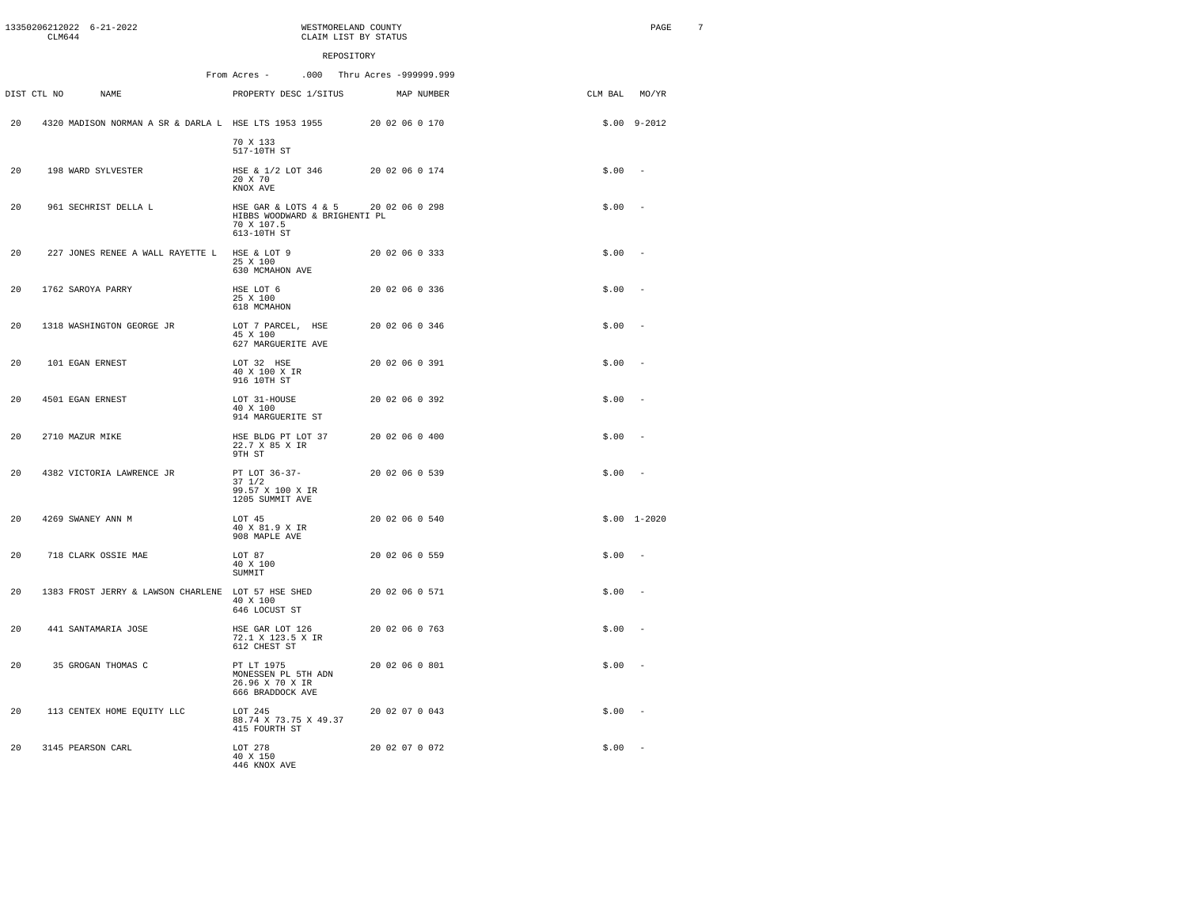13350206212022 6-21-2022
CLM644

WESTMORELAND COUNTY
CLAIM LIST BY STATUS

REPOSITORY

From Acres - .000 Thru Acres -999999.999

| DIST | CTL NO | NAME | PROPERTY DESC 1/SITUS | MAP NUMBER | CLM BAL | MO/YR |
|---|---|---|---|---|---|---|
| 20 | 4320 | MADISON NORMAN A SR & DARLA L | HSE LTS 1953 1955<br>70 X 133<br>517-10TH ST | 20 02 06 0 170 | $.00 | 9-2012 |
| 20 | 198 | WARD SYLVESTER | HSE & 1/2 LOT 346<br>20 X 70<br>KNOX AVE | 20 02 06 0 174 | $.00 | - |
| 20 | 961 | SECHRIST DELLA L | HSE GAR & LOTS 4 & 5<br>HIBBS WOODWARD & BRIGHENTI PL<br>70 X 107.5<br>613-10TH ST | 20 02 06 0 298 | $.00 | - |
| 20 | 227 | JONES RENEE A WALL RAYETTE L | HSE & LOT 9<br>25 X 100<br>630 MCMAHON AVE | 20 02 06 0 333 | $.00 | - |
| 20 | 1762 | SAROYA PARRY | HSE LOT 6<br>25 X 100<br>618 MCMAHON | 20 02 06 0 336 | $.00 | - |
| 20 | 1318 | WASHINGTON GEORGE JR | LOT 7 PARCEL, HSE<br>45 X 100<br>627 MARGUERITE AVE | 20 02 06 0 346 | $.00 | - |
| 20 | 101 | EGAN ERNEST | LOT 32 HSE<br>40 X 100 X IR<br>916 10TH ST | 20 02 06 0 391 | $.00 | - |
| 20 | 4501 | EGAN ERNEST | LOT 31-HOUSE<br>40 X 100<br>914 MARGUERITE ST | 20 02 06 0 392 | $.00 | - |
| 20 | 2710 | MAZUR MIKE | HSE BLDG PT LOT 37<br>22.7 X 85 X IR<br>9TH ST | 20 02 06 0 400 | $.00 | - |
| 20 | 4382 | VICTORIA LAWRENCE JR | PT LOT 36-37-<br>37 1/2<br>99.57 X 100 X IR<br>1205 SUMMIT AVE | 20 02 06 0 539 | $.00 | - |
| 20 | 4269 | SWANEY ANN M | LOT 45<br>40 X 81.9 X IR<br>908 MAPLE AVE | 20 02 06 0 540 | $.00 | 1-2020 |
| 20 | 718 | CLARK OSSIE MAE | LOT 87<br>40 X 100<br>SUMMIT | 20 02 06 0 559 | $.00 | - |
| 20 | 1383 | FROST JERRY & LAWSON CHARLENE | LOT 57 HSE SHED<br>40 X 100<br>646 LOCUST ST | 20 02 06 0 571 | $.00 | - |
| 20 | 441 | SANTAMARIA JOSE | HSE GAR LOT 126<br>72.1 X 123.5 X IR<br>612 CHEST ST | 20 02 06 0 763 | $.00 | - |
| 20 | 35 | GROGAN THOMAS C | PT LT 1975<br>MONESSEN PL 5TH ADN<br>26.96 X 70 X IR<br>666 BRADDOCK AVE | 20 02 06 0 801 | $.00 | - |
| 20 | 113 | CENTEX HOME EQUITY LLC | LOT 245<br>88.74 X 73.75 X 49.37<br>415 FOURTH ST | 20 02 07 0 043 | $.00 | - |
| 20 | 3145 | PEARSON CARL | LOT 278<br>40 X 150<br>446 KNOX AVE | 20 02 07 0 072 | $.00 | - |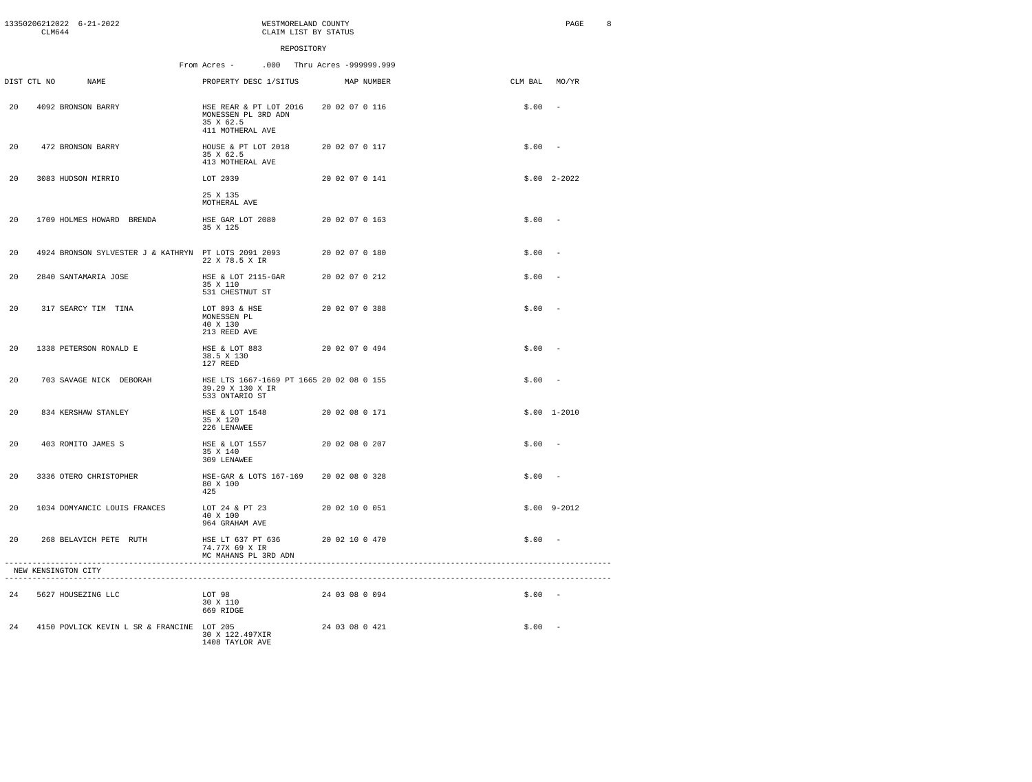WESTMORELAND COUNTY
CLAIM LIST BY STATUS

REPOSITORY

From Acres - .000 Thru Acres -999999.999

| DIST | CTL NO | NAME | PROPERTY DESC 1/SITUS | MAP NUMBER | CLM BAL | MO/YR |
|---|---|---|---|---|---|---|
| 20 | 4092 | BRONSON BARRY | HSE REAR & PT LOT 2016 MONESSEN PL 3RD ADN 35 X 62.5 411 MOTHERAL AVE | 20 02 07 0 116 | $.00 | - |
| 20 | 472 | BRONSON BARRY | HOUSE & PT LOT 2018 35 X 62.5 413 MOTHERAL AVE | 20 02 07 0 117 | $.00 | - |
| 20 | 3083 | HUDSON MIRRIO | LOT 2039 25 X 135 MOTHERAL AVE | 20 02 07 0 141 | $.00 | 2-2022 |
| 20 | 1709 | HOLMES HOWARD BRENDA | HSE GAR LOT 2080 35 X 125 | 20 02 07 0 163 | $.00 | - |
| 20 | 4924 | BRONSON SYLVESTER J & KATHRYN | PT LOTS 2091 2093 22 X 78.5 X IR | 20 02 07 0 180 | $.00 | - |
| 20 | 2840 | SANTAMARIA JOSE | HSE & LOT 2115-GAR 35 X 110 531 CHESTNUT ST | 20 02 07 0 212 | $.00 | - |
| 20 | 317 | SEARCY TIM TINA | LOT 893 & HSE MONESSEN PL 40 X 130 213 REED AVE | 20 02 07 0 388 | $.00 | - |
| 20 | 1338 | PETERSON RONALD E | HSE & LOT 883 38.5 X 130 127 REED | 20 02 07 0 494 | $.00 | - |
| 20 | 703 | SAVAGE NICK DEBORAH | HSE LTS 1667-1669 PT 1665 39.29 X 130 X IR 533 ONTARIO ST | 20 02 08 0 155 | $.00 | - |
| 20 | 834 | KERSHAW STANLEY | HSE & LOT 1548 35 X 120 226 LENAWEE | 20 02 08 0 171 | $.00 | 1-2010 |
| 20 | 403 | ROMITO JAMES S | HSE & LOT 1557 35 X 140 309 LENAWEE | 20 02 08 0 207 | $.00 | - |
| 20 | 3336 | OTERO CHRISTOPHER | HSE-GAR & LOTS 167-169 80 X 100 425 | 20 02 08 0 328 | $.00 | - |
| 20 | 1034 | DOMYANCIC LOUIS FRANCES | LOT 24 & PT 23 40 X 100 964 GRAHAM AVE | 20 02 10 0 051 | $.00 | 9-2012 |
| 20 | 268 | BELAVICH PETE RUTH | HSE LT 637 PT 636 74.77X 69 X IR MC MAHANS PL 3RD ADN | 20 02 10 0 470 | $.00 | - |

NEW KENSINGTON CITY

| DIST | CTL NO | NAME | PROPERTY DESC 1/SITUS | MAP NUMBER | CLM BAL | MO/YR |
|---|---|---|---|---|---|---|
| 24 | 5627 | HOUSEZING LLC | LOT 98 30 X 110 669 RIDGE | 24 03 08 0 094 | $.00 | - |
| 24 | 4150 | POVLICK KEVIN L SR & FRANCINE | LOT 205 30 X 122.497XIR 1408 TAYLOR AVE | 24 03 08 0 421 | $.00 | - |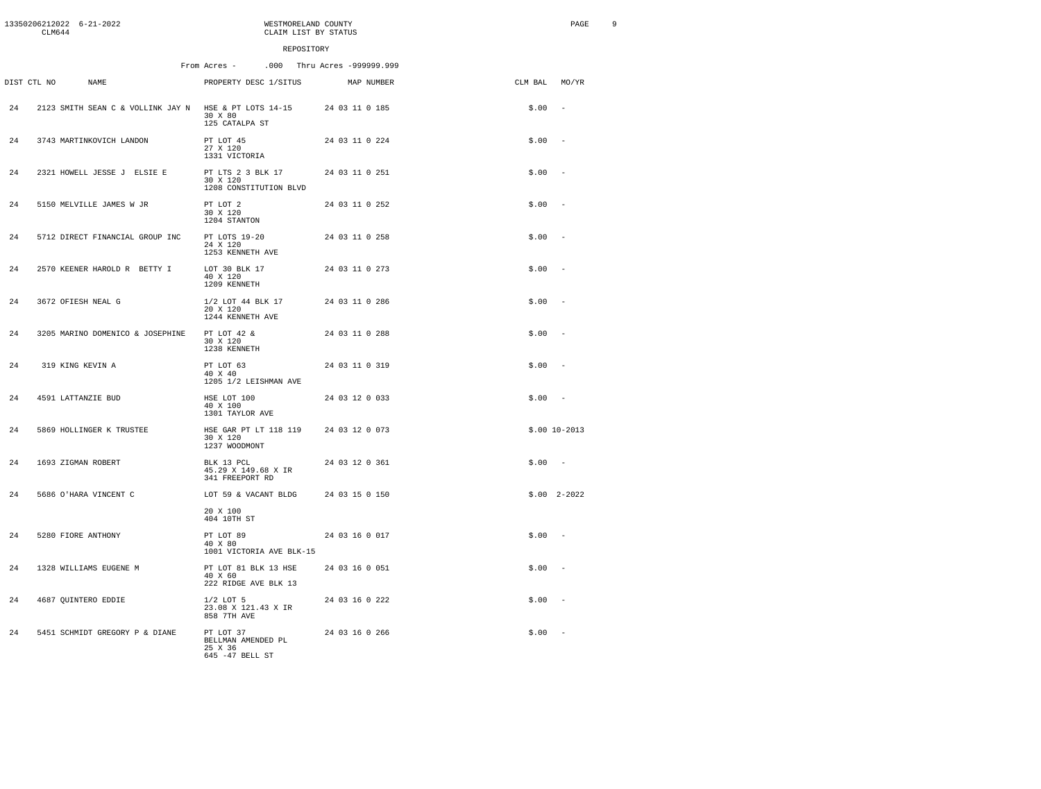WESTMORELAND COUNTY
CLAIM LIST BY STATUS

REPOSITORY

From Acres - .000 Thru Acres -999999.999

| DIST | CTL NO | NAME | PROPERTY DESC 1/SITUS | MAP NUMBER | CLM BAL | MO/YR |
|---|---|---|---|---|---|---|
| 24 | 2123 | SMITH SEAN C & VOLLINK JAY N | HSE & PT LOTS 14-15<br>30 X 80<br>125 CATALPA ST | 24 03 11 0 185 | $.00 | - |
| 24 | 3743 | MARTINKOVICH LANDON | PT LOT 45<br>27 X 120<br>1331 VICTORIA | 24 03 11 0 224 | $.00 | - |
| 24 | 2321 | HOWELL JESSE J ELSIE E | PT LTS 2 3 BLK 17<br>30 X 120<br>1208 CONSTITUTION BLVD | 24 03 11 0 251 | $.00 | - |
| 24 | 5150 | MELVILLE JAMES W JR | PT LOT 2<br>30 X 120<br>1204 STANTON | 24 03 11 0 252 | $.00 | - |
| 24 | 5712 | DIRECT FINANCIAL GROUP INC | PT LOTS 19-20<br>24 X 120<br>1253 KENNETH AVE | 24 03 11 0 258 | $.00 | - |
| 24 | 2570 | KEENER HAROLD R BETTY I | LOT 30 BLK 17<br>40 X 120<br>1209 KENNETH | 24 03 11 0 273 | $.00 | - |
| 24 | 3672 | OFIESH NEAL G | 1/2 LOT 44 BLK 17<br>20 X 120<br>1244 KENNETH AVE | 24 03 11 0 286 | $.00 | - |
| 24 | 3205 | MARINO DOMENICO & JOSEPHINE | PT LOT 42 &<br>30 X 120<br>1238 KENNETH | 24 03 11 0 288 | $.00 | - |
| 24 | 319 | KING KEVIN A | PT LOT 63<br>40 X 40<br>1205 1/2 LEISHMAN AVE | 24 03 11 0 319 | $.00 | - |
| 24 | 4591 | LATTANZIE BUD | HSE LOT 100<br>40 X 100<br>1301 TAYLOR AVE | 24 03 12 0 033 | $.00 | - |
| 24 | 5869 | HOLLINGER K TRUSTEE | HSE GAR PT LT 118 119<br>30 X 120<br>1237 WOODMONT | 24 03 12 0 073 | $.00 | 10-2013 |
| 24 | 1693 | ZIGMAN ROBERT | BLK 13 PCL<br>45.29 X 149.68 X IR<br>341 FREEPORT RD | 24 03 12 0 361 | $.00 | - |
| 24 | 5686 | O'HARA VINCENT C | LOT 59 & VACANT BLDG<br>20 X 100<br>404 10TH ST | 24 03 15 0 150 | $.00 | 2-2022 |
| 24 | 5280 | FIORE ANTHONY | PT LOT 89<br>40 X 80<br>1001 VICTORIA AVE BLK-15 | 24 03 16 0 017 | $.00 | - |
| 24 | 1328 | WILLIAMS EUGENE M | PT LOT 81 BLK 13 HSE<br>40 X 60<br>222 RIDGE AVE BLK 13 | 24 03 16 0 051 | $.00 | - |
| 24 | 4687 | QUINTERO EDDIE | 1/2 LOT 5<br>23.08 X 121.43 X IR<br>858 7TH AVE | 24 03 16 0 222 | $.00 | - |
| 24 | 5451 | SCHMIDT GREGORY P & DIANE | PT LOT 37<br>BELLMAN AMENDED PL<br>25 X 36<br>645 -47 BELL ST | 24 03 16 0 266 | $.00 | - |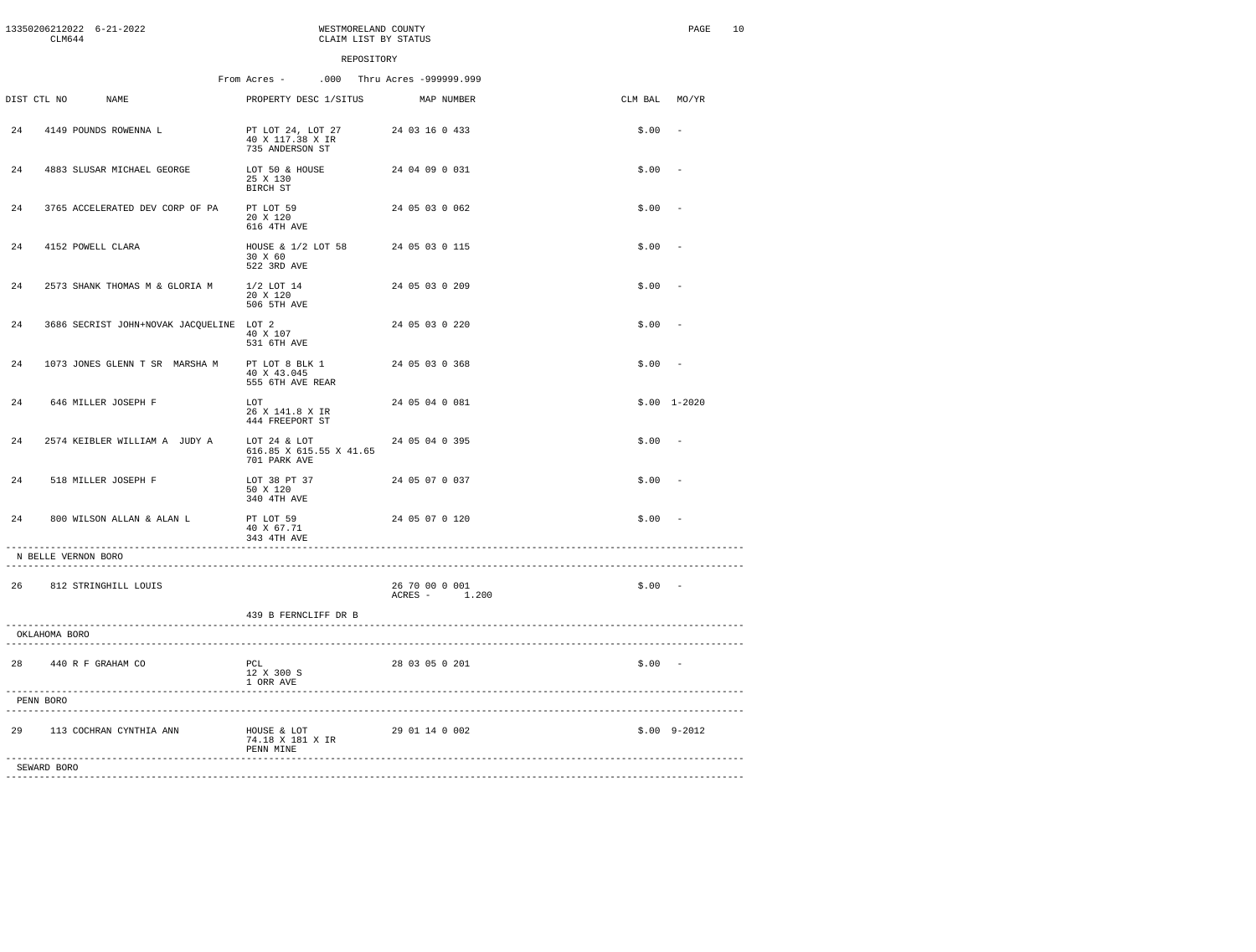WESTMORELAND COUNTY
CLAIM LIST BY STATUS

REPOSITORY

From Acres - .000 Thru Acres -999999.999

| DIST | CTL NO | NAME | PROPERTY DESC 1/SITUS | MAP NUMBER | CLM BAL | MO/YR |
|---|---|---|---|---|---|---|
| 24 | 4149 | POUNDS ROWENNA L | PT LOT 24, LOT 27<br>40 X 117.38 X IR<br>735 ANDERSON ST | 24 03 16 0 433 | $.00 | - |
| 24 | 4883 | SLUSAR MICHAEL GEORGE | LOT 50 & HOUSE<br>25 X 130<br>BIRCH ST | 24 04 09 0 031 | $.00 | - |
| 24 | 3765 | ACCELERATED DEV CORP OF PA | PT LOT 59<br>20 X 120<br>616 4TH AVE | 24 05 03 0 062 | $.00 | - |
| 24 | 4152 | POWELL CLARA | HOUSE & 1/2 LOT 58<br>30 X 60<br>522 3RD AVE | 24 05 03 0 115 | $.00 | - |
| 24 | 2573 | SHANK THOMAS M & GLORIA M | 1/2 LOT 14<br>20 X 120<br>506 5TH AVE | 24 05 03 0 209 | $.00 | - |
| 24 | 3686 | SECRIST JOHN+NOVAK JACQUELINE | LOT 2<br>40 X 107<br>531 6TH AVE | 24 05 03 0 220 | $.00 | - |
| 24 | 1073 | JONES GLENN T SR MARSHA M | PT LOT 8 BLK 1<br>40 X 43.045<br>555 6TH AVE REAR | 24 05 03 0 368 | $.00 | - |
| 24 | 646 | MILLER JOSEPH F | LOT<br>26 X 141.8 X IR<br>444 FREEPORT ST | 24 05 04 0 081 | $.00 | 1-2020 |
| 24 | 2574 | KEIBLER WILLIAM A JUDY A | LOT 24 & LOT<br>616.85 X 615.55 X 41.65<br>701 PARK AVE | 24 05 04 0 395 | $.00 | - |
| 24 | 518 | MILLER JOSEPH F | LOT 38 PT 37<br>50 X 120<br>340 4TH AVE | 24 05 07 0 037 | $.00 | - |
| 24 | 800 | WILSON ALLAN & ALAN L | PT LOT 59<br>40 X 67.71<br>343 4TH AVE | 24 05 07 0 120 | $.00 | - |
| **N BELLE VERNON BORO** | | | | | | |
| 26 | 812 | STRINGHILL LOUIS | 439 B FERNCLIFF DR B | 26 70 00 0 001<br>ACRES - 1.200 | $.00 | - |
| **OKLAHOMA BORO** | | | | | | |
| 28 | 440 | R F GRAHAM CO | PCL<br>12 X 300 S<br>1 ORR AVE | 28 03 05 0 201 | $.00 | - |
| **PENN BORO** | | | | | | |
| 29 | 113 | COCHRAN CYNTHIA ANN | HOUSE & LOT<br>74.18 X 181 X IR<br>PENN MINE | 29 01 14 0 002 | $.00 | 9-2012 |
| **SEWARD BORO** | | | | | | |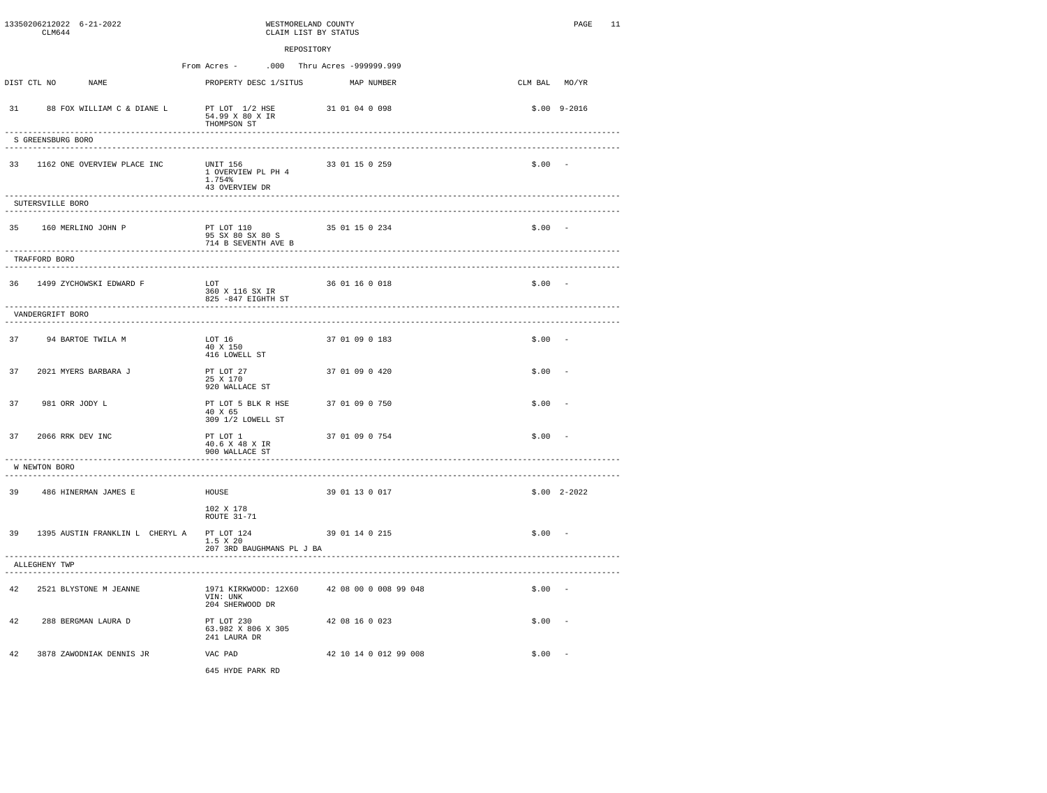WESTMORELAND COUNTY
CLAIM LIST BY STATUS

REPOSITORY

From Acres - .000 Thru Acres -999999.999

| DIST | CTL NO | NAME | PROPERTY DESC 1/SITUS | MAP NUMBER | CLM BAL | MO/YR |
|---|---|---|---|---|---|---|
| 31 | 88 | FOX WILLIAM C & DIANE L | PT LOT 1/2 HSE 54.99 X 80 X IR THOMPSON ST | 31 01 04 0 098 | $.00 | 9-2016 |

**S GREENSBURG BORO**

| DIST | CTL NO | NAME | PROPERTY DESC 1/SITUS | MAP NUMBER | CLM BAL | MO/YR |
|---|---|---|---|---|---|---|
| 33 | 1162 | ONE OVERVIEW PLACE INC | UNIT 156 1 OVERVIEW PL PH 4 1.754% 43 OVERVIEW DR | 33 01 15 0 259 | $.00 | - |

**SUTERSVILLE BORO**

| DIST | CTL NO | NAME | PROPERTY DESC 1/SITUS | MAP NUMBER | CLM BAL | MO/YR |
|---|---|---|---|---|---|---|
| 35 | 160 | MERLINO JOHN P | PT LOT 110 95 SX 80 SX 80 S 714 B SEVENTH AVE B | 35 01 15 0 234 | $.00 | - |

**TRAFFORD BORO**

| DIST | CTL NO | NAME | PROPERTY DESC 1/SITUS | MAP NUMBER | CLM BAL | MO/YR |
|---|---|---|---|---|---|---|
| 36 | 1499 | ZYCHOWSKI EDWARD F | LOT 360 X 116 SX IR 825 -847 EIGHTH ST | 36 01 16 0 018 | $.00 | - |

**VANDERGRIFT BORO**

| DIST | CTL NO | NAME | PROPERTY DESC 1/SITUS | MAP NUMBER | CLM BAL | MO/YR |
|---|---|---|---|---|---|---|
| 37 | 94 | BARTOE TWILA M | LOT 16 40 X 150 416 LOWELL ST | 37 01 09 0 183 | $.00 | - |
| 37 | 2021 | MYERS BARBARA J | PT LOT 27 25 X 170 920 WALLACE ST | 37 01 09 0 420 | $.00 | - |
| 37 | 981 | ORR JODY L | PT LOT 5 BLK R HSE 40 X 65 309 1/2 LOWELL ST | 37 01 09 0 750 | $.00 | - |
| 37 | 2066 | RRK DEV INC | PT LOT 1 40.6 X 48 X IR 900 WALLACE ST | 37 01 09 0 754 | $.00 | - |

**W NEWTON BORO**

| DIST | CTL NO | NAME | PROPERTY DESC 1/SITUS | MAP NUMBER | CLM BAL | MO/YR |
|---|---|---|---|---|---|---|
| 39 | 486 | HINERMAN JAMES E | HOUSE 102 X 178 ROUTE 31-71 | 39 01 13 0 017 | $.00 | 2-2022 |
| 39 | 1395 | AUSTIN FRANKLIN L CHERYL A | PT LOT 124 1.5 X 20 207 3RD BAUGHMANS PL J BA | 39 01 14 0 215 | $.00 | - |

**ALLEGHENY TWP**

| DIST | CTL NO | NAME | PROPERTY DESC 1/SITUS | MAP NUMBER | CLM BAL | MO/YR |
|---|---|---|---|---|---|---|
| 42 | 2521 | BLYSTONE M JEANNE | 1971 KIRKWOOD: 12X60 VIN: UNK 204 SHERWOOD DR | 42 08 00 0 008 99 048 | $.00 | - |
| 42 | 288 | BERGMAN LAURA D | PT LOT 230 63.982 X 806 X 305 241 LAURA DR | 42 08 16 0 023 | $.00 | - |
| 42 | 3878 | ZAWODNIAK DENNIS JR | VAC PAD 645 HYDE PARK RD | 42 10 14 0 012 99 008 | $.00 | - |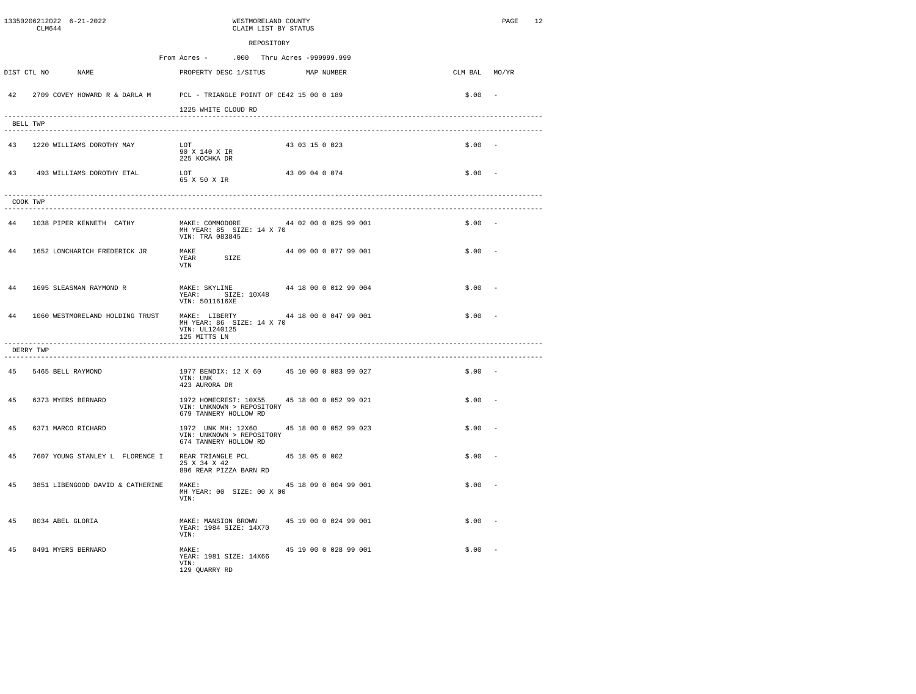13350206212022 6-21-2022 WESTMORELAND COUNTY
CLM644 CLAIM LIST BY STATUS

REPOSITORY

From Acres - .000 Thru Acres -999999.999

| DIST | CTL NO | NAME | PROPERTY DESC 1/SITUS | MAP NUMBER | CLM BAL | MO/YR |
|---|---|---|---|---|---|---|
| 42 | 2709 | COVEY HOWARD R & DARLA M | PCL - TRIANGLE POINT OF CE<br>1225 WHITE CLOUD RD | 42 15 00 0 189 | $.00 | - |

**BELL TWP**

| DIST | CTL NO | NAME | PROPERTY DESC 1/SITUS | MAP NUMBER | CLM BAL | MO/YR |
|---|---|---|---|---|---|---|
| 43 | 1220 | WILLIAMS DOROTHY MAY | LOT<br>90 X 140 X IR<br>225 KOCHKA DR | 43 03 15 0 023 | $.00 | - |
| 43 | 493 | WILLIAMS DOROTHY ETAL | LOT<br>65 X 50 X IR | 43 09 04 0 074 | $.00 | - |

**COOK TWP**

| DIST | CTL NO | NAME | PROPERTY DESC 1/SITUS | MAP NUMBER | CLM BAL | MO/YR |
|---|---|---|---|---|---|---|
| 44 | 1038 | PIPER KENNETH CATHY | MAKE: COMMODORE<br>MH YEAR: 85 SIZE: 14 X 70<br>VIN: TRA 083845 | 44 02 00 0 025 99 001 | $.00 | - |
| 44 | 1652 | LONCHARICH FREDERICK JR | MAKE<br>YEAR SIZE<br>VIN | 44 09 00 0 077 99 001 | $.00 | - |
| 44 | 1695 | SLEASMAN RAYMOND R | MAKE: SKYLINE<br>YEAR: SIZE: 10X48<br>VIN: 5011616XE | 44 18 00 0 012 99 004 | $.00 | - |
| 44 | 1060 | WESTMORELAND HOLDING TRUST | MAKE: LIBERTY<br>MH YEAR: 86 SIZE: 14 X 70<br>VIN: UL1240125<br>125 MITTS LN | 44 18 00 0 047 99 001 | $.00 | - |

**DERRY TWP**

| DIST | CTL NO | NAME | PROPERTY DESC 1/SITUS | MAP NUMBER | CLM BAL | MO/YR |
|---|---|---|---|---|---|---|
| 45 | 5465 | BELL RAYMOND | 1977 BENDIX: 12 X 60<br>VIN: UNK<br>423 AURORA DR | 45 10 00 0 083 99 027 | $.00 | - |
| 45 | 6373 | MYERS BERNARD | 1972 HOMECREST: 10X55<br>VIN: UNKNOWN > REPOSITORY<br>679 TANNERY HOLLOW RD | 45 18 00 0 052 99 021 | $.00 | - |
| 45 | 6371 | MARCO RICHARD | 1972 UNK MH: 12X60<br>VIN: UNKNOWN > REPOSITORY<br>674 TANNERY HOLLOW RD | 45 18 00 0 052 99 023 | $.00 | - |
| 45 | 7607 | YOUNG STANLEY L FLORENCE I | REAR TRIANGLE PCL<br>25 X 34 X 42<br>896 REAR PIZZA BARN RD | 45 18 05 0 002 | $.00 | - |
| 45 | 3851 | LIBENGOOD DAVID & CATHERINE | MAKE:<br>MH YEAR: 00 SIZE: 00 X 00<br>VIN: | 45 18 09 0 004 99 001 | $.00 | - |
| 45 | 8034 | ABEL GLORIA | MAKE: MANSION BROWN<br>YEAR: 1984 SIZE: 14X70<br>VIN: | 45 19 00 0 024 99 001 | $.00 | - |
| 45 | 8491 | MYERS BERNARD | MAKE:<br>YEAR: 1981 SIZE: 14X66<br>VIN:<br>129 QUARRY RD | 45 19 00 0 028 99 001 | $.00 | - |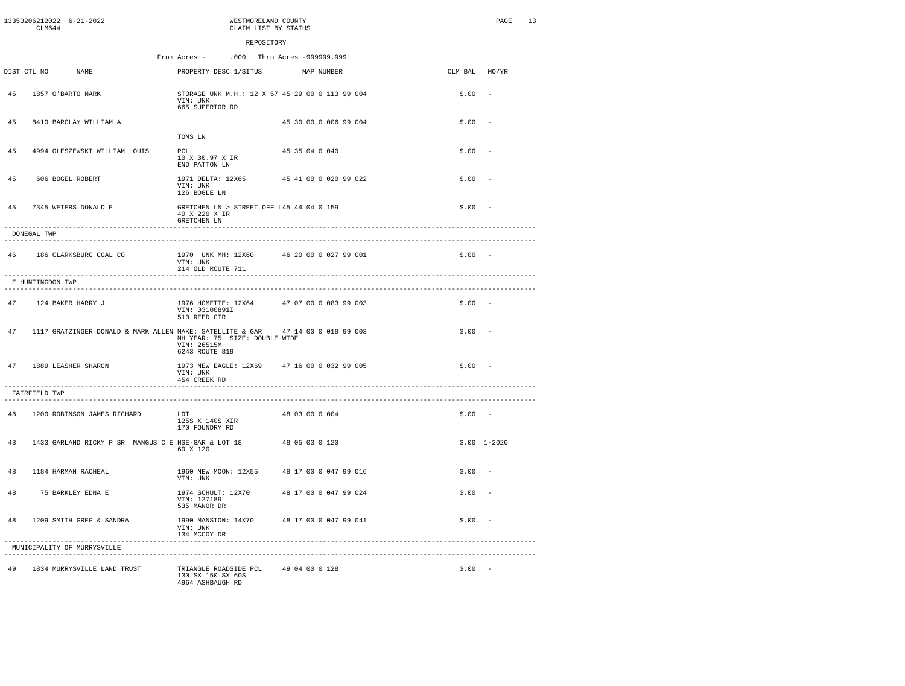13350206212022 6-21-2022 CLM644

WESTMORELAND COUNTY
CLAIM LIST BY STATUS

REPOSITORY

From Acres - .000 Thru Acres -999999.999

| DIST | CTL NO | NAME | PROPERTY DESC 1/SITUS | MAP NUMBER | CLM BAL | MO/YR |
|---|---|---|---|---|---|---|
| 45 | 1857 | O'BARTO MARK | STORAGE UNK M.H.: 12 X 57<br>VIN: UNK<br>665 SUPERIOR RD | 45 29 00 0 113 99 004 | $.00 | - |
| 45 | 8410 | BARCLAY WILLIAM A | TOMS LN | 45 30 00 0 006 99 004 | $.00 | - |
| 45 | 4994 | OLESZEWSKI WILLIAM LOUIS | PCL<br>10 X 30.97 X IR<br>END PATTON LN | 45 35 04 0 040 | $.00 | - |
| 45 | 606 | BOGEL ROBERT | 1971 DELTA: 12X65<br>VIN: UNK<br>126 BOGLE LN | 45 41 00 0 020 99 022 | $.00 | - |
| 45 | 7345 | WEIERS DONALD E | GRETCHEN LN > STREET OFF L<br>40 X 220 X IR<br>GRETCHEN LN | 45 44 04 0 159 | $.00 | - |
| **DONEGAL TWP** | | | | | | |
| 46 | 186 | CLARKSBURG COAL CO | 1970 UNK MH: 12X60<br>VIN: UNK<br>214 OLD ROUTE 711 | 46 20 00 0 027 99 001 | $.00 | - |
| **E HUNTINGDON TWP** | | | | | | |
| 47 | 124 | BAKER HARRY J | 1976 HOMETTE: 12X64<br>VIN: 03100891I<br>510 REED CIR | 47 07 00 0 083 99 003 | $.00 | - |
| 47 | 1117 | GRATZINGER DONALD & MARK ALLEN | MAKE: SATELLITE & GAR<br>MH YEAR: 75 SIZE: DOUBLE WIDE<br>VIN: 26515M<br>6243 ROUTE 819 | 47 14 00 0 018 99 003 | $.00 | - |
| 47 | 1889 | LEASHER SHARON | 1973 NEW EAGLE: 12X69<br>VIN: UNK<br>454 CREEK RD | 47 16 00 0 032 99 005 | $.00 | - |
| **FAIRFIELD TWP** | | | | | | |
| 48 | 1200 | ROBINSON JAMES RICHARD | LOT<br>125S X 140S XIR<br>170 FOUNDRY RD | 48 03 00 0 004 | $.00 | - |
| 48 | 1433 | GARLAND RICKY P SR MANGUS C E | HSE-GAR & LOT 18<br>60 X 120 | 48 05 03 0 120 | $.00 | 1-2020 |
| 48 | 1184 | HARMAN RACHEAL | 1960 NEW MOON: 12X55<br>VIN: UNK | 48 17 00 0 047 99 016 | $.00 | - |
| 48 | 75 | BARKLEY EDNA E | 1974 SCHULT: 12X70<br>VIN: 127189<br>535 MANOR DR | 48 17 00 0 047 99 024 | $.00 | - |
| 48 | 1209 | SMITH GREG & SANDRA | 1990 MANSION: 14X70<br>VIN: UNK<br>134 MCCOY DR | 48 17 00 0 047 99 041 | $.00 | - |
| **MUNICIPALITY OF MURRYSVILLE** | | | | | | |
| 49 | 1834 | MURRYSVILLE LAND TRUST | TRIANGLE ROADSIDE PCL<br>130 SX 150 SX 60S<br>4964 ASHBAUGH RD | 49 04 00 0 128 | $.00 | - |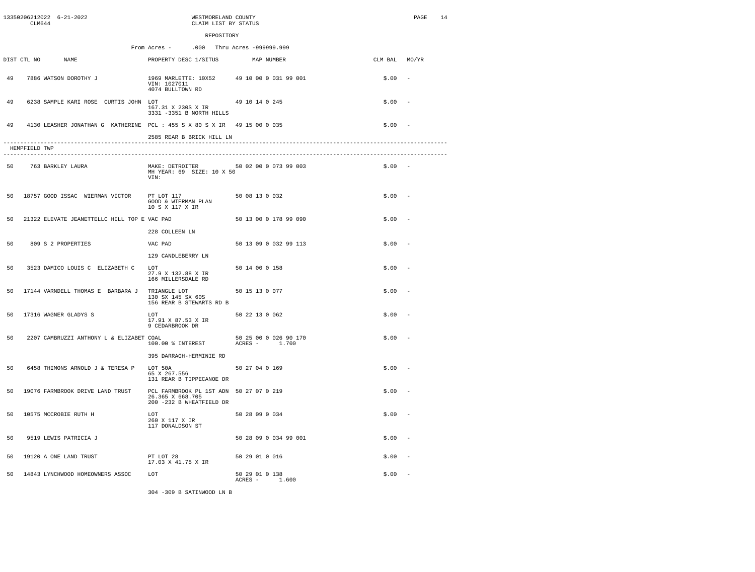WESTMORELAND COUNTY
CLAIM LIST BY STATUS

REPOSITORY

From Acres - .000 Thru Acres -999999.999

| DIST | CTL NO | NAME | PROPERTY DESC 1/SITUS | MAP NUMBER | CLM BAL | MO/YR |
|---|---|---|---|---|---|---|
| 49 | 7886 | WATSON DOROTHY J | 1969 MARLETTE: 10X52<br>VIN: 1027011<br>4074 BULLTOWN RD | 49 10 00 0 031 99 001 | $.00 | - |
| 49 | 6238 | SAMPLE KARI ROSE CURTIS JOHN | LOT<br>167.31 X 230S X IR<br>3331 -3351 B NORTH HILLS | 49 10 14 0 245 | $.00 | - |
| 49 | 4130 | LEASHER JONATHAN G KATHERINE | PCL : 455 S X 80 S X IR<br>2585 REAR B BRICK HILL LN | 49 15 00 0 035 | $.00 | - |

## HEMPFIELD TWP

| DIST | CTL NO | NAME | PROPERTY DESC 1/SITUS | MAP NUMBER | CLM BAL | MO/YR |
|---|---|---|---|---|---|---|
| 50 | 763 | BARKLEY LAURA | MAKE: DETROITER<br>MH YEAR: 69 SIZE: 10 X 50<br>VIN: | 50 02 00 0 073 99 003 | $.00 | - |
| 50 | 18757 | GOOD ISSAC WIERMAN VICTOR | PT LOT 117<br>GOOD & WIERMAN PLAN<br>10 S X 117 X IR | 50 08 13 0 032 | $.00 | - |
| 50 | 21322 | ELEVATE JEANETTELLC HILL TOP E | VAC PAD<br>228 COLLEEN LN | 50 13 00 0 178 99 090 | $.00 | - |
| 50 | 809 | S 2 PROPERTIES | VAC PAD<br>129 CANDLEBERRY LN | 50 13 09 0 032 99 113 | $.00 | - |
| 50 | 3523 | DAMICO LOUIS C ELIZABETH C | LOT<br>27.9 X 132.88 X IR<br>166 MILLERSDALE RD | 50 14 00 0 158 | $.00 | - |
| 50 | 17144 | VARNDELL THOMAS E BARBARA J | TRIANGLE LOT<br>130 SX 145 SX 60S<br>156 REAR B STEWARTS RD B | 50 15 13 0 077 | $.00 | - |
| 50 | 17316 | WAGNER GLADYS S | LOT<br>17.91 X 87.53 X IR<br>9 CEDARBROOK DR | 50 22 13 0 062 | $.00 | - |
| 50 | 2207 | CAMBRUZZI ANTHONY L & ELIZABET | COAL<br>100.00 % INTEREST<br>395 DARRAGH-HERMINIE RD | 50 25 00 0 026 90 170<br>ACRES - 1.700 | $.00 | - |
| 50 | 6458 | THIMONS ARNOLD J & TERESA P | LOT 50A<br>65 X 267.556<br>131 REAR B TIPPECANOE DR | 50 27 04 0 169 | $.00 | - |
| 50 | 19076 | FARMBROOK DRIVE LAND TRUST | PCL FARMBROOK PL 1ST ADN<br>26.365 X 668.705<br>200 -232 B WHEATFIELD DR | 50 27 07 0 219 | $.00 | - |
| 50 | 10575 | MCCROBIE RUTH H | LOT<br>260 X 117 X IR<br>117 DONALDSON ST | 50 28 09 0 034 | $.00 | - |
| 50 | 9519 | LEWIS PATRICIA J | | 50 28 09 0 034 99 001 | $.00 | - |
| 50 | 19120 | A ONE LAND TRUST | PT LOT 28<br>17.03 X 41.75 X IR | 50 29 01 0 016 | $.00 | - |
| 50 | 14843 | LYNCHWOOD HOMEOWNERS ASSOC | LOT<br>304 -309 B SATINWOOD LN B | 50 29 01 0 138<br>ACRES - 1.600 | $.00 | - |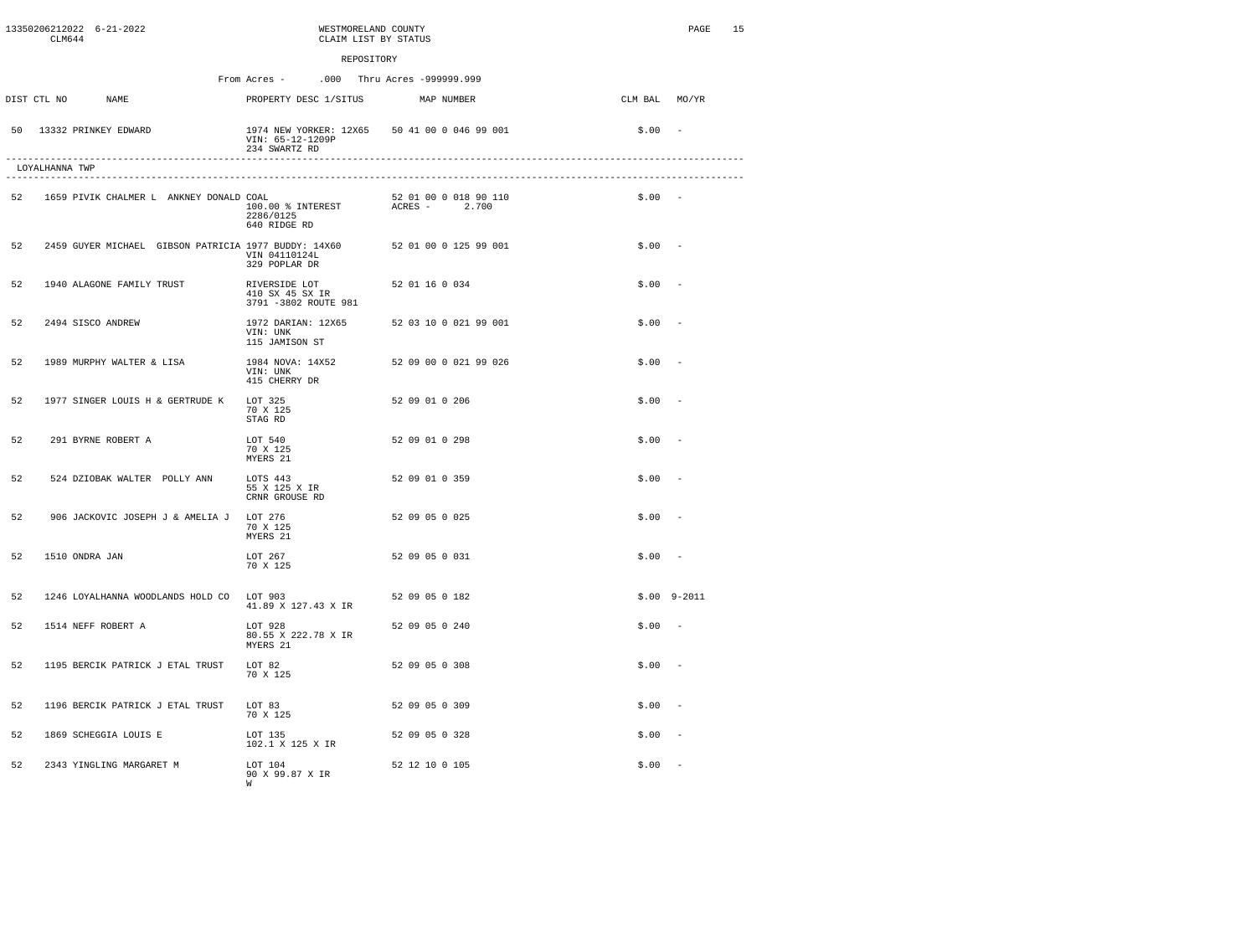WESTMORELAND COUNTY
CLAIM LIST BY STATUS

REPOSITORY

From Acres - .000 Thru Acres -999999.999

| DIST | CTL NO | NAME | PROPERTY DESC 1/SITUS | MAP NUMBER | CLM BAL | MO/YR |
|---|---|---|---|---|---|---|
| 50 | 13332 | PRINKEY EDWARD | 1974 NEW YORKER: 12X65<br>VIN: 65-12-1209P<br>234 SWARTZ RD | 50 41 00 0 046 99 001 | $.00 | - |

LOYALHANNA TWP

| DIST | CTL NO | NAME | PROPERTY DESC 1/SITUS | MAP NUMBER | CLM BAL | MO/YR |
|---|---|---|---|---|---|---|
| 52 | 1659 | PIVIK CHALMER L ANKNEY DONALD | COAL<br>100.00 % INTEREST<br>2286/0125<br>640 RIDGE RD | 52 01 00 0 018 90 110<br>ACRES - 2.700 | $.00 | - |
| 52 | 2459 | GUYER MICHAEL GIBSON PATRICIA | 1977 BUDDY: 14X60<br>VIN 04110124L<br>329 POPLAR DR | 52 01 00 0 125 99 001 | $.00 | - |
| 52 | 1940 | ALAGONE FAMILY TRUST | RIVERSIDE LOT<br>410 SX 45 SX IR<br>3791 -3802 ROUTE 981 | 52 01 16 0 034 | $.00 | - |
| 52 | 2494 | SISCO ANDREW | 1972 DARIAN: 12X65<br>VIN: UNK<br>115 JAMISON ST | 52 03 10 0 021 99 001 | $.00 | - |
| 52 | 1989 | MURPHY WALTER & LISA | 1984 NOVA: 14X52<br>VIN: UNK<br>415 CHERRY DR | 52 09 00 0 021 99 026 | $.00 | - |
| 52 | 1977 | SINGER LOUIS H & GERTRUDE K | LOT 325<br>70 X 125<br>STAG RD | 52 09 01 0 206 | $.00 | - |
| 52 | 291 | BYRNE ROBERT A | LOT 540<br>70 X 125<br>MYERS 21 | 52 09 01 0 298 | $.00 | - |
| 52 | 524 | DZIOBAK WALTER POLLY ANN | LOTS 443<br>55 X 125 X IR<br>CRNR GROUSE RD | 52 09 01 0 359 | $.00 | - |
| 52 | 906 | JACKOVIC JOSEPH J & AMELIA J | LOT 276<br>70 X 125<br>MYERS 21 | 52 09 05 0 025 | $.00 | - |
| 52 | 1510 | ONDRA JAN | LOT 267<br>70 X 125 | 52 09 05 0 031 | $.00 | - |
| 52 | 1246 | LOYALHANNA WOODLANDS HOLD CO | LOT 903<br>41.89 X 127.43 X IR | 52 09 05 0 182 | $.00 | 9-2011 |
| 52 | 1514 | NEFF ROBERT A | LOT 928<br>80.55 X 222.78 X IR<br>MYERS 21 | 52 09 05 0 240 | $.00 | - |
| 52 | 1195 | BERCIK PATRICK J ETAL TRUST | LOT 82<br>70 X 125 | 52 09 05 0 308 | $.00 | - |
| 52 | 1196 | BERCIK PATRICK J ETAL TRUST | LOT 83<br>70 X 125 | 52 09 05 0 309 | $.00 | - |
| 52 | 1869 | SCHEGGIA LOUIS E | LOT 135<br>102.1 X 125 X IR | 52 09 05 0 328 | $.00 | - |
| 52 | 2343 | YINGLING MARGARET M | LOT 104<br>90 X 99.87 X IR<br>W | 52 12 10 0 105 | $.00 | - |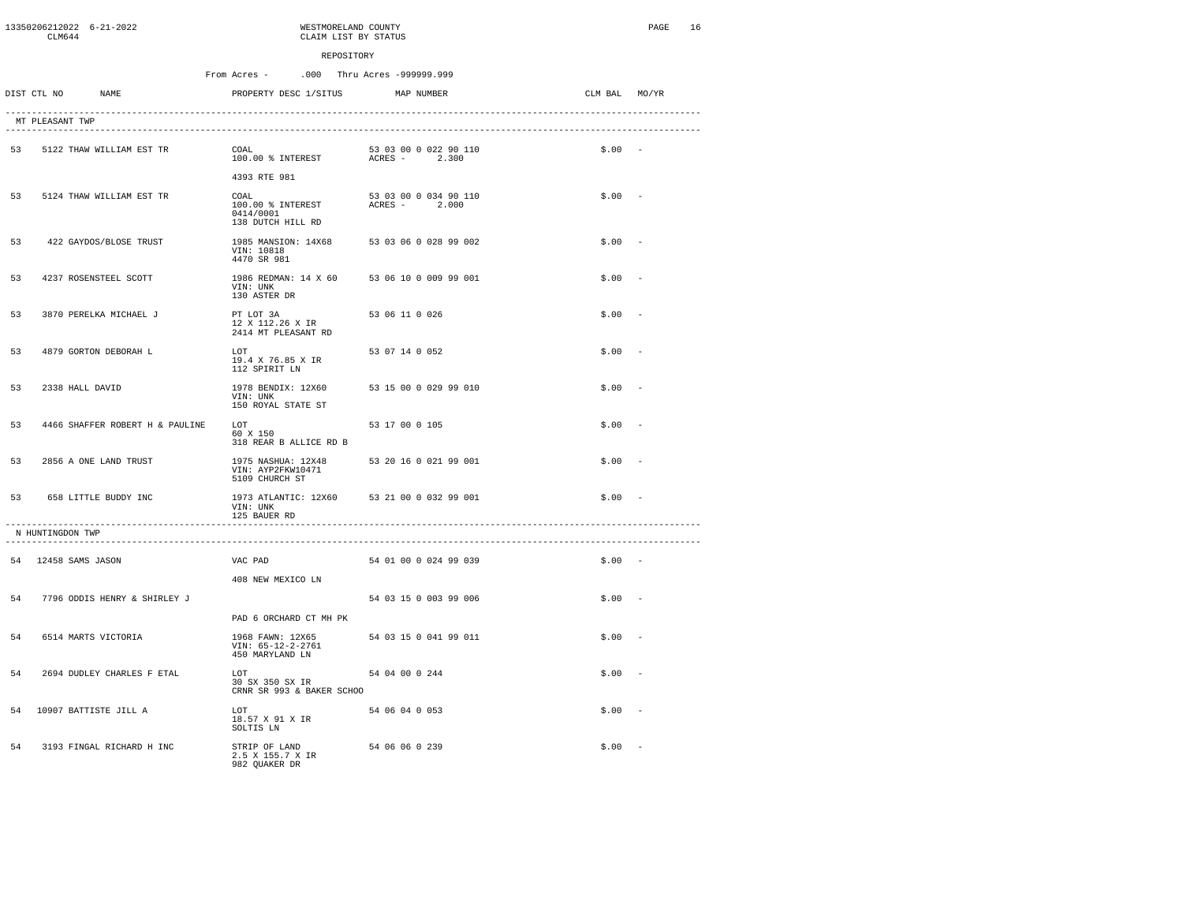WESTMORELAND COUNTY
CLAIM LIST BY STATUS

13350206212022 6-21-2022
CLM644

REPOSITORY

From Acres - .000 Thru Acres -999999.999

| DIST | CTL NO | NAME | PROPERTY DESC 1/SITUS | MAP NUMBER | CLM BAL | MO/YR |
|---|---|---|---|---|---|---|
| **MT PLEASANT TWP** | | | | | | |
| 53 | 5122 | THAW WILLIAM EST TR | COAL<br>100.00 % INTEREST<br>4393 RTE 981 | 53 03 00 0 022 90 110<br>ACRES - 2.300 | $.00 | - |
| 53 | 5124 | THAW WILLIAM EST TR | COAL<br>100.00 % INTEREST<br>0414/0001<br>138 DUTCH HILL RD | 53 03 00 0 034 90 110<br>ACRES - 2.000 | $.00 | - |
| 53 | 422 | GAYDOS/BLOSE TRUST | 1985 MANSION: 14X68<br>VIN: 10818<br>4470 SR 981 | 53 03 06 0 028 99 002 | $.00 | - |
| 53 | 4237 | ROSENSTEEL SCOTT | 1986 REDMAN: 14 X 60<br>VIN: UNK<br>130 ASTER DR | 53 06 10 0 009 99 001 | $.00 | - |
| 53 | 3870 | PERELKA MICHAEL J | PT LOT 3A<br>12 X 112.26 X IR<br>2414 MT PLEASANT RD | 53 06 11 0 026 | $.00 | - |
| 53 | 4879 | GORTON DEBORAH L | LOT<br>19.4 X 76.85 X IR<br>112 SPIRIT LN | 53 07 14 0 052 | $.00 | - |
| 53 | 2338 | HALL DAVID | 1978 BENDIX: 12X60<br>VIN: UNK<br>150 ROYAL STATE ST | 53 15 00 0 029 99 010 | $.00 | - |
| 53 | 4466 | SHAFFER ROBERT H & PAULINE | LOT<br>60 X 150<br>318 REAR B ALLICE RD B | 53 17 00 0 105 | $.00 | - |
| 53 | 2856 | A ONE LAND TRUST | 1975 NASHUA: 12X48<br>VIN: AYP2FKW10471<br>5109 CHURCH ST | 53 20 16 0 021 99 001 | $.00 | - |
| 53 | 658 | LITTLE BUDDY INC | 1973 ATLANTIC: 12X60<br>VIN: UNK<br>125 BAUER RD | 53 21 00 0 032 99 001 | $.00 | - |
| **N HUNTINGDON TWP** | | | | | | |
| 54 | 12458 | SAMS JASON | VAC PAD<br>408 NEW MEXICO LN | 54 01 00 0 024 99 039 | $.00 | - |
| 54 | 7796 | ODDIS HENRY & SHIRLEY J | PAD 6 ORCHARD CT MH PK | 54 03 15 0 003 99 006 | $.00 | - |
| 54 | 6514 | MARTS VICTORIA | 1968 FAWN: 12X65<br>VIN: 65-12-2-2761<br>450 MARYLAND LN | 54 03 15 0 041 99 011 | $.00 | - |
| 54 | 2694 | DUDLEY CHARLES F ETAL | LOT<br>30 SX 350 SX IR<br>CRNR SR 993 & BAKER SCHOO | 54 04 00 0 244 | $.00 | - |
| 54 | 10907 | BATTISTE JILL A | LOT<br>18.57 X 91 X IR<br>SOLTIS LN | 54 06 04 0 053 | $.00 | - |
| 54 | 3193 | FINGAL RICHARD H INC | STRIP OF LAND<br>2.5 X 155.7 X IR<br>982 QUAKER DR | 54 06 06 0 239 | $.00 | - |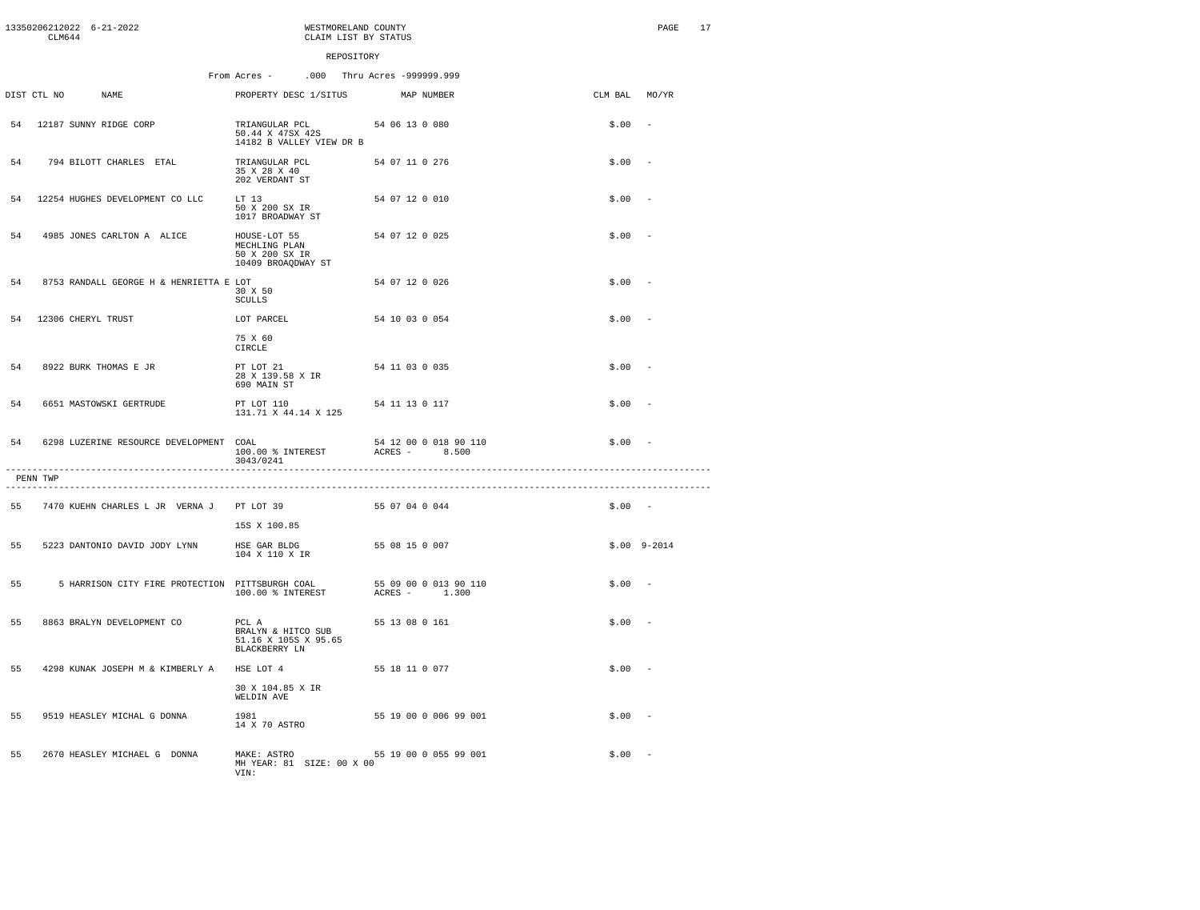WESTMORELAND COUNTY
CLAIM LIST BY STATUS

13350206212022 6-21-2022
CLM644

REPOSITORY

From Acres - .000 Thru Acres -999999.999

| DIST | CTL NO | NAME | PROPERTY DESC 1/SITUS | MAP NUMBER | CLM BAL | MO/YR |
|---|---|---|---|---|---|---|
| 54 | 12187 | SUNNY RIDGE CORP | TRIANGULAR PCL<br>50.44 X 47SX 42S<br>14182 B VALLEY VIEW DR B | 54 06 13 0 080 | $.00 | - |
| 54 | 794 | BILOTT CHARLES ETAL | TRIANGULAR PCL<br>35 X 28 X 40<br>202 VERDANT ST | 54 07 11 0 276 | $.00 | - |
| 54 | 12254 | HUGHES DEVELOPMENT CO LLC | LT 13<br>50 X 200 SX IR<br>1017 BROADWAY ST | 54 07 12 0 010 | $.00 | - |
| 54 | 4985 | JONES CARLTON A ALICE | HOUSE-LOT 55<br>MECHLING PLAN<br>50 X 200 SX IR<br>10409 BROAQDWAY ST | 54 07 12 0 025 | $.00 | - |
| 54 | 8753 | RANDALL GEORGE H & HENRIETTA E | LOT<br>30 X 50<br>SCULLS | 54 07 12 0 026 | $.00 | - |
| 54 | 12306 | CHERYL TRUST | LOT PARCEL<br>75 X 60<br>CIRCLE | 54 10 03 0 054 | $.00 | - |
| 54 | 8922 | BURK THOMAS E JR | PT LOT 21<br>28 X 139.58 X IR<br>690 MAIN ST | 54 11 03 0 035 | $.00 | - |
| 54 | 6651 | MASTOWSKI GERTRUDE | PT LOT 110<br>131.71 X 44.14 X 125 | 54 11 13 0 117 | $.00 | - |
| 54 | 6298 | LUZERINE RESOURCE DEVELOPMENT | COAL<br>100.00 % INTEREST<br>3043/0241 | 54 12 00 0 018 90 110<br>ACRES - 8.500 | $.00 | - |

PENN TWP

| DIST | CTL NO | NAME | PROPERTY DESC 1/SITUS | MAP NUMBER | CLM BAL | MO/YR |
|---|---|---|---|---|---|---|
| 55 | 7470 | KUEHN CHARLES L JR VERNA J | PT LOT 39<br>15S X 100.85 | 55 07 04 0 044 | $.00 | - |
| 55 | 5223 | DANTONIO DAVID JODY LYNN | HSE GAR BLDG<br>104 X 110 X IR | 55 08 15 0 007 | $.00 | 9-2014 |
| 55 | 5 | HARRISON CITY FIRE PROTECTION | PITTSBURGH COAL<br>100.00 % INTEREST | 55 09 00 0 013 90 110<br>ACRES - 1.300 | $.00 | - |
| 55 | 8863 | BRALYN DEVELOPMENT CO | PCL A<br>BRALYN & HITCO SUB<br>51.16 X 105S X 95.65<br>BLACKBERRY LN | 55 13 08 0 161 | $.00 | - |
| 55 | 4298 | KUNAK JOSEPH M & KIMBERLY A | HSE LOT 4<br>30 X 104.85 X IR<br>WELDIN AVE | 55 18 11 0 077 | $.00 | - |
| 55 | 9519 | HEASLEY MICHAL G DONNA | 1981<br>14 X 70 ASTRO | 55 19 00 0 006 99 001 | $.00 | - |
| 55 | 2670 | HEASLEY MICHAEL G DONNA | MAKE: ASTRO<br>MH YEAR: 81 SIZE: 00 X 00<br>VIN: | 55 19 00 0 055 99 001 | $.00 | - |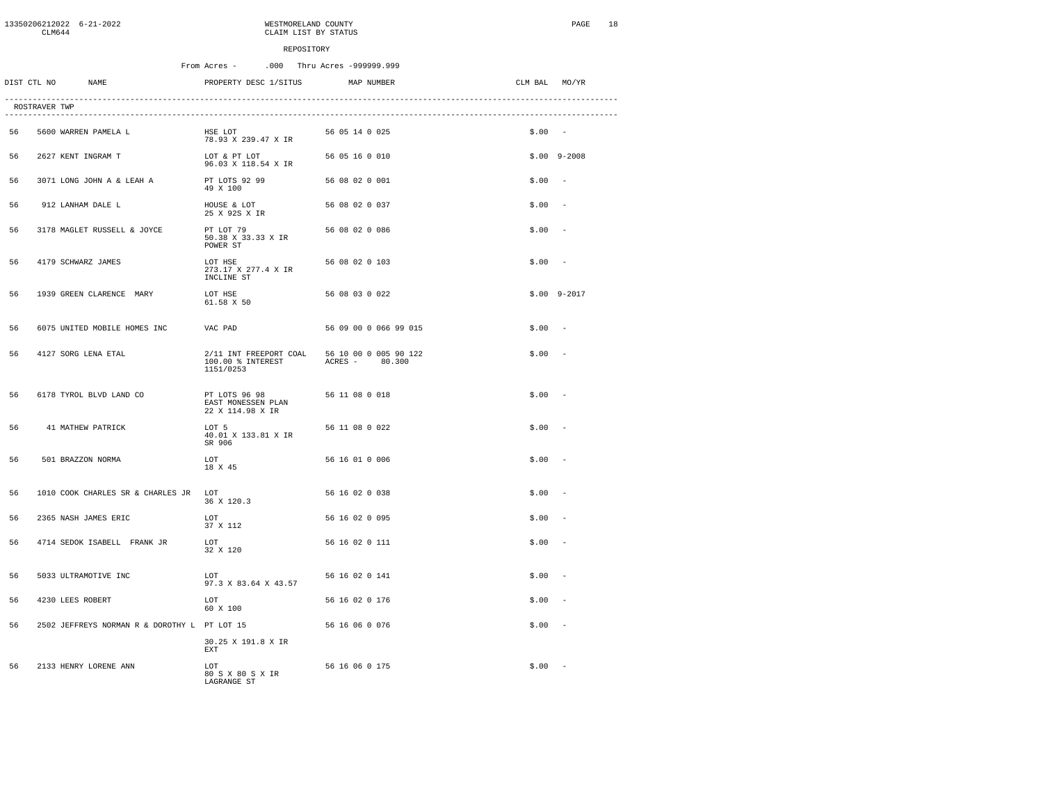WESTMORELAND COUNTY
CLAIM LIST BY STATUS

REPOSITORY

From Acres - .000 Thru Acres -999999.999

ROSTRAVER TWP

| DIST | CTL NO | NAME | PROPERTY DESC 1/SITUS | MAP NUMBER | CLM BAL | MO/YR |
|---|---|---|---|---|---|---|
| 56 | 5600 | WARREN PAMELA L | HSE LOT<br>78.93 X 239.47 X IR | 56 05 14 0 025 | $.00 | - |
| 56 | 2627 | KENT INGRAM T | LOT & PT LOT<br>96.03 X 118.54 X IR | 56 05 16 0 010 | $.00 | 9-2008 |
| 56 | 3071 | LONG JOHN A & LEAH A | PT LOTS 92 99<br>49 X 100 | 56 08 02 0 001 | $.00 | - |
| 56 | 912 | LANHAM DALE L | HOUSE & LOT<br>25 X 92S X IR | 56 08 02 0 037 | $.00 | - |
| 56 | 3178 | MAGLET RUSSELL & JOYCE | PT LOT 79<br>50.38 X 33.33 X IR<br>POWER ST | 56 08 02 0 086 | $.00 | - |
| 56 | 4179 | SCHWARZ JAMES | LOT HSE<br>273.17 X 277.4 X IR<br>INCLINE ST | 56 08 02 0 103 | $.00 | - |
| 56 | 1939 | GREEN CLARENCE MARY | LOT HSE<br>61.58 X 50 | 56 08 03 0 022 | $.00 | 9-2017 |
| 56 | 6075 | UNITED MOBILE HOMES INC | VAC PAD | 56 09 00 0 066 99 015 | $.00 | - |
| 56 | 4127 | SORG LENA ETAL | 2/11 INT FREEPORT COAL<br>100.00 % INTEREST<br>1151/0253 | 56 10 00 0 005 90 122<br>ACRES - 80.300 | $.00 | - |
| 56 | 6178 | TYROL BLVD LAND CO | PT LOTS 96 98<br>EAST MONESSEN PLAN<br>22 X 114.98 X IR | 56 11 08 0 018 | $.00 | - |
| 56 | 41 | MATHEW PATRICK | LOT 5<br>40.01 X 133.81 X IR<br>SR 906 | 56 11 08 0 022 | $.00 | - |
| 56 | 501 | BRAZZON NORMA | LOT<br>18 X 45 | 56 16 01 0 006 | $.00 | - |
| 56 | 1010 | COOK CHARLES SR & CHARLES JR | LOT<br>36 X 120.3 | 56 16 02 0 038 | $.00 | - |
| 56 | 2365 | NASH JAMES ERIC | LOT<br>37 X 112 | 56 16 02 0 095 | $.00 | - |
| 56 | 4714 | SEDOK ISABELL FRANK JR | LOT<br>32 X 120 | 56 16 02 0 111 | $.00 | - |
| 56 | 5033 | ULTRAMOTIVE INC | LOT<br>97.3 X 83.64 X 43.57 | 56 16 02 0 141 | $.00 | - |
| 56 | 4230 | LEES ROBERT | LOT<br>60 X 100 | 56 16 02 0 176 | $.00 | - |
| 56 | 2502 | JEFFREYS NORMAN R & DOROTHY L | PT LOT 15<br>30.25 X 191.8 X IR<br>EXT | 56 16 06 0 076 | $.00 | - |
| 56 | 2133 | HENRY LORENE ANN | LOT<br>80 S X 80 S X IR<br>LAGRANGE ST | 56 16 06 0 175 | $.00 | - |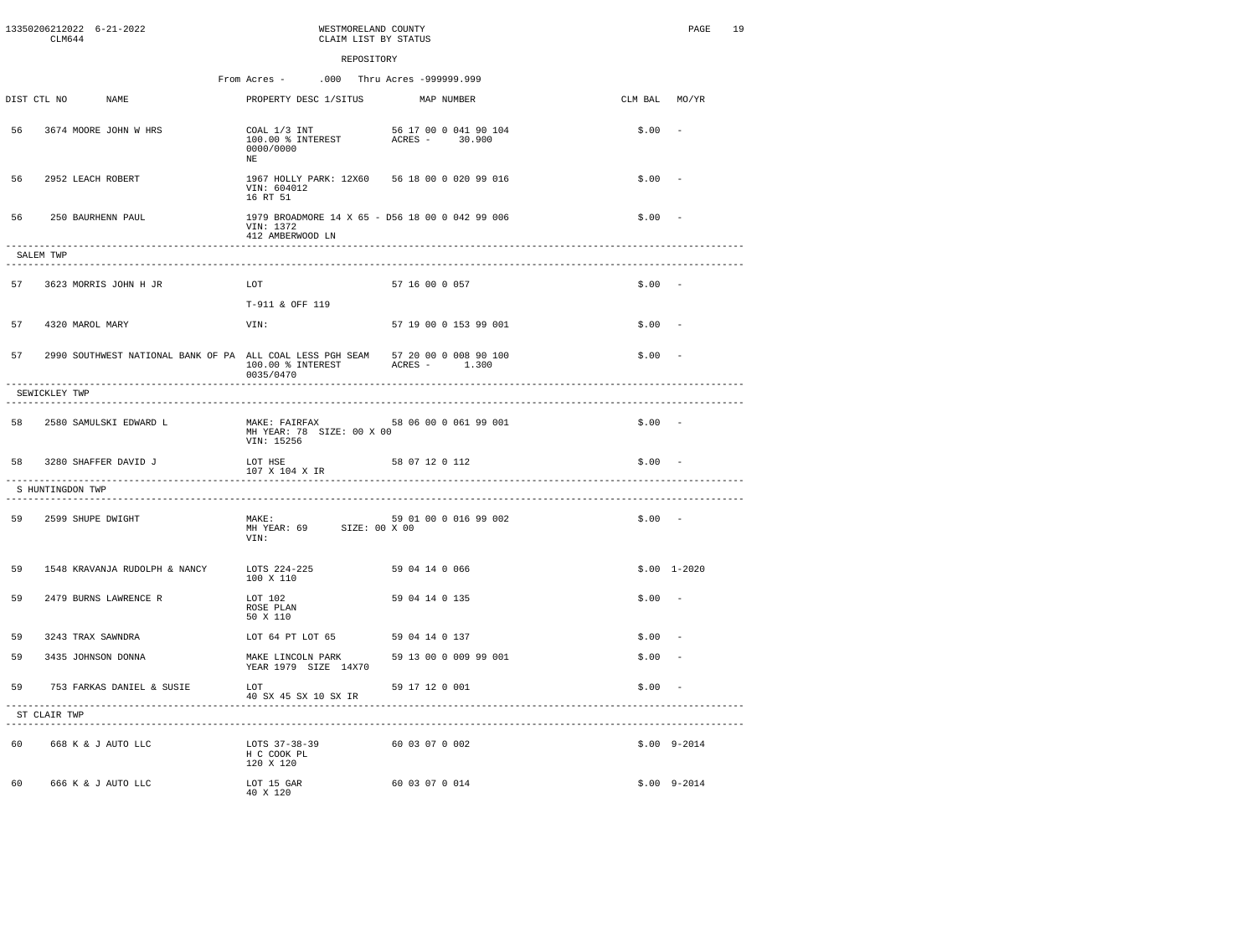WESTMORELAND COUNTY
CLAIM LIST BY STATUS

REPOSITORY

From Acres - .000 Thru Acres -999999.999

| DIST | CTL NO | NAME | PROPERTY DESC 1/SITUS | MAP NUMBER | CLM BAL | MO/YR |
|---|---|---|---|---|---|---|
| 56 | 3674 | MOORE JOHN W HRS | COAL 1/3 INT<br>100.00 % INTEREST<br>0000/0000<br>NE | 56 17 00 0 041 90 104<br>ACRES - 30.900 | $.00 | - |
| 56 | 2952 | LEACH ROBERT | 1967 HOLLY PARK: 12X60<br>VIN: 604012<br>16 RT 51 | 56 18 00 0 020 99 016 | $.00 | - |
| 56 | 250 | BAURHENN PAUL | 1979 BROADMORE 14 X 65 - D<br>VIN: 1372<br>412 AMBERWOOD LN | 56 18 00 0 042 99 006 | $.00 | - |
| **SALEM TWP** | | | | | | |
| 57 | 3623 | MORRIS JOHN H JR | LOT<br>T-911 & OFF 119 | 57 16 00 0 057 | $.00 | - |
| 57 | 4320 | MAROL MARY | VIN: | 57 19 00 0 153 99 001 | $.00 | - |
| 57 | 2990 | SOUTHWEST NATIONAL BANK OF PA | ALL COAL LESS PGH SEAM<br>100.00 % INTEREST<br>0035/0470 | 57 20 00 0 008 90 100<br>ACRES - 1.300 | $.00 | - |
| **SEWICKLEY TWP** | | | | | | |
| 58 | 2580 | SAMULSKI EDWARD L | MAKE: FAIRFAX<br>MH YEAR: 78 SIZE: 00 X 00<br>VIN: 15256 | 58 06 00 0 061 99 001 | $.00 | - |
| 58 | 3280 | SHAFFER DAVID J | LOT HSE<br>107 X 104 X IR | 58 07 12 0 112 | $.00 | - |
| **S HUNTINGDON TWP** | | | | | | |
| 59 | 2599 | SHUPE DWIGHT | MAKE:<br>MH YEAR: 69 SIZE: 00 X 00<br>VIN: | 59 01 00 0 016 99 002 | $.00 | - |
| 59 | 1548 | KRAVANJA RUDOLPH & NANCY | LOTS 224-225<br>100 X 110 | 59 04 14 0 066 | $.00 | 1-2020 |
| 59 | 2479 | BURNS LAWRENCE R | LOT 102<br>ROSE PLAN<br>50 X 110 | 59 04 14 0 135 | $.00 | - |
| 59 | 3243 | TRAX SAWNDRA | LOT 64 PT LOT 65 | 59 04 14 0 137 | $.00 | - |
| 59 | 3435 | JOHNSON DONNA | MAKE LINCOLN PARK<br>YEAR 1979 SIZE 14X70 | 59 13 00 0 009 99 001 | $.00 | - |
| 59 | 753 | FARKAS DANIEL & SUSIE | LOT<br>40 SX 45 SX 10 SX IR | 59 17 12 0 001 | $.00 | - |
| **ST CLAIR TWP** | | | | | | |
| 60 | 668 | K & J AUTO LLC | LOTS 37-38-39<br>H C COOK PL<br>120 X 120 | 60 03 07 0 002 | $.00 | 9-2014 |
| 60 | 666 | K & J AUTO LLC | LOT 15 GAR<br>40 X 120 | 60 03 07 0 014 | $.00 | 9-2014 |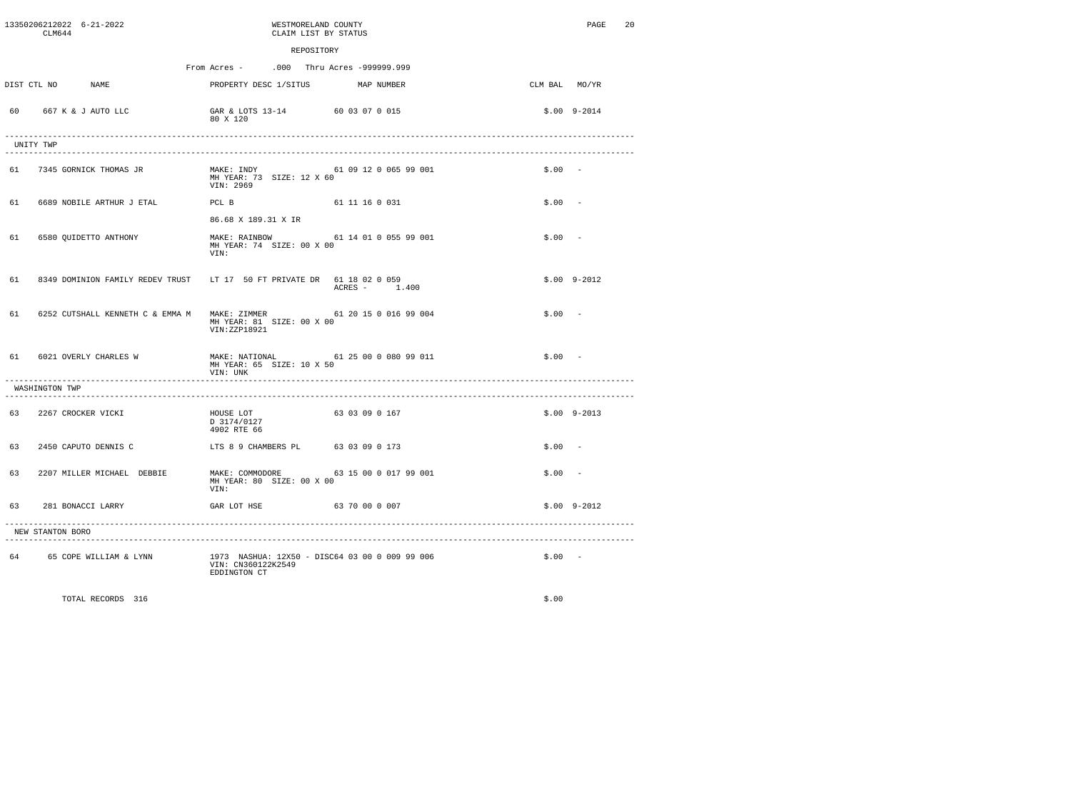13350206212022 6-21-2022 WESTMORELAND COUNTY
CLM644 CLAIM LIST BY STATUS

REPOSITORY

From Acres - .000 Thru Acres -999999.999

| DIST | CTL NO | NAME | PROPERTY DESC 1/SITUS | MAP NUMBER | CLM BAL | MO/YR |
|---|---|---|---|---|---|---|
| 60 | 667 | K & J AUTO LLC | GAR & LOTS 13-14<br>80 X 120 | 60 03 07 0 015 | $.00 | 9-2014 |
| **UNITY TWP** | | | | | | |
| 61 | 7345 | GORNICK THOMAS JR | MAKE: INDY<br>MH YEAR: 73 SIZE: 12 X 60<br>VIN: 2969 | 61 09 12 0 065 99 001 | $.00 | - |
| 61 | 6689 | NOBILE ARTHUR J ETAL | PCL B<br>86.68 X 189.31 X IR | 61 11 16 0 031 | $.00 | - |
| 61 | 6580 | QUIDETTO ANTHONY | MAKE: RAINBOW<br>MH YEAR: 74 SIZE: 00 X 00<br>VIN: | 61 14 01 0 055 99 001 | $.00 | - |
| 61 | 8349 | DOMINION FAMILY REDEV TRUST | LT 17 50 FT PRIVATE DR | 61 18 02 0 059<br>ACRES - 1.400 | $.00 | 9-2012 |
| 61 | 6252 | CUTSHALL KENNETH C & EMMA M | MAKE: ZIMMER<br>MH YEAR: 81 SIZE: 00 X 00<br>VIN:ZZP18921 | 61 20 15 0 016 99 004 | $.00 | - |
| 61 | 6021 | OVERLY CHARLES W | MAKE: NATIONAL<br>MH YEAR: 65 SIZE: 10 X 50<br>VIN: UNK | 61 25 00 0 080 99 011 | $.00 | - |
| **WASHINGTON TWP** | | | | | | |
| 63 | 2267 | CROCKER VICKI | HOUSE LOT<br>D 3174/0127<br>4902 RTE 66 | 63 03 09 0 167 | $.00 | 9-2013 |
| 63 | 2450 | CAPUTO DENNIS C | LTS 8 9 CHAMBERS PL | 63 03 09 0 173 | $.00 | - |
| 63 | 2207 | MILLER MICHAEL DEBBIE | MAKE: COMMODORE<br>MH YEAR: 80 SIZE: 00 X 00<br>VIN: | 63 15 00 0 017 99 001 | $.00 | - |
| 63 | 281 | BONACCI LARRY | GAR LOT HSE | 63 70 00 0 007 | $.00 | 9-2012 |
| **NEW STANTON BORO** | | | | | | |
| 64 | 65 | COPE WILLIAM & LYNN | 1973 NASHUA: 12X50 - DISC<br>VIN: CN360122K2549<br>EDDINGTON CT | 64 03 00 0 009 99 006 | $.00 | - |

TOTAL RECORDS 316 $.00